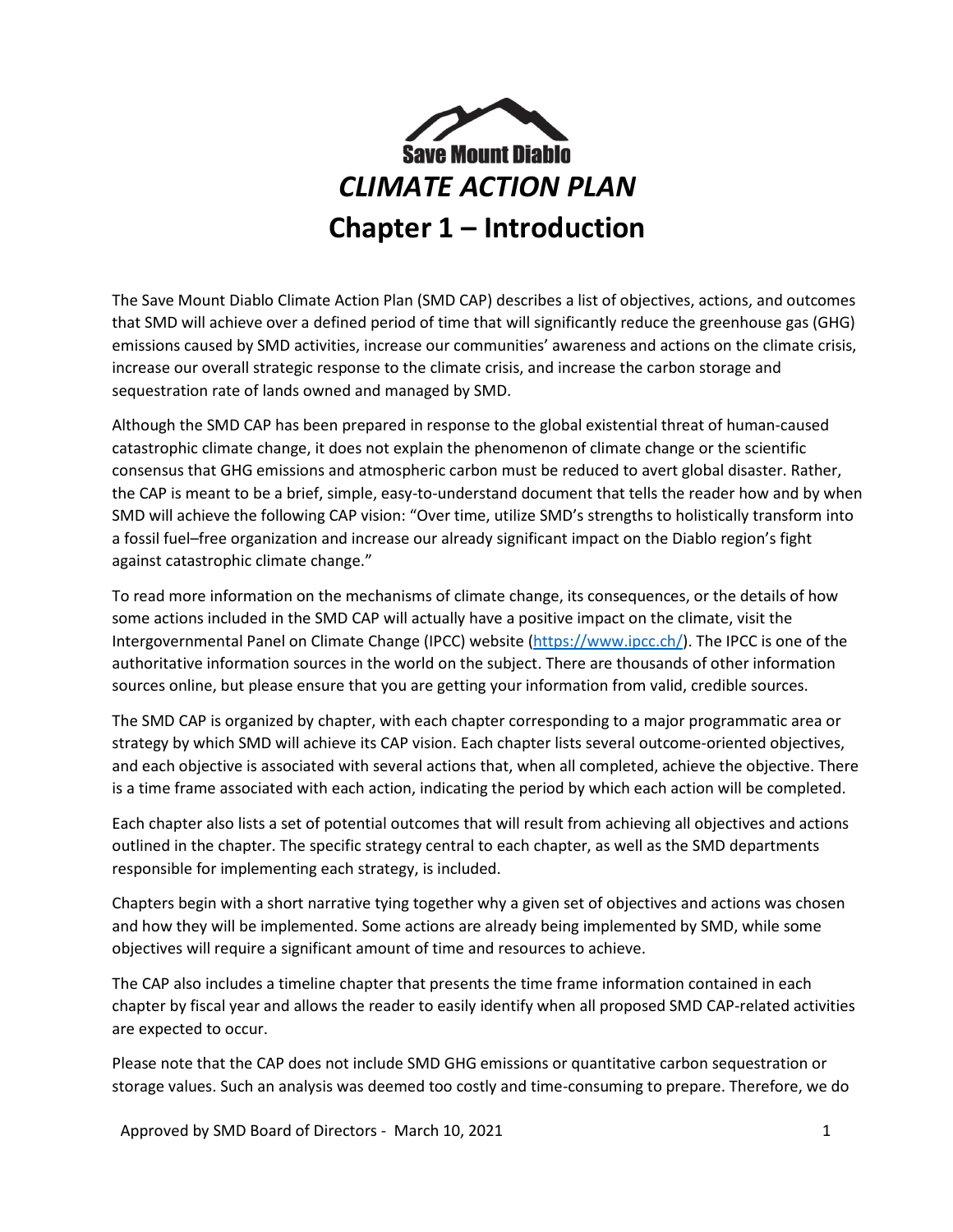Save Mount Diablo

# *CLIMATE ACTION PLAN*

# Chapter 1 – Introduction

The Save Mount Diablo Climate Action Plan (SMD CAP) describes a list of objectives, actions, and outcomes that SMD will achieve over a defined period of time that will significantly reduce the greenhouse gas (GHG) emissions caused by SMD activities, increase our communities' awareness and actions on the climate crisis, increase our overall strategic response to the climate crisis, and increase the carbon storage and sequestration rate of lands owned and managed by SMD.

Although the SMD CAP has been prepared in response to the global existential threat of human-caused catastrophic climate change, it does not explain the phenomenon of climate change or the scientific consensus that GHG emissions and atmospheric carbon must be reduced to avert global disaster. Rather, the CAP is meant to be a brief, simple, easy-to-understand document that tells the reader how and by when SMD will achieve the following CAP vision: "Over time, utilize SMD's strengths to holistically transform into a fossil fuel–free organization and increase our already significant impact on the Diablo region's fight against catastrophic climate change."

To read more information on the mechanisms of climate change, its consequences, or the details of how some actions included in the SMD CAP will actually have a positive impact on the climate, visit the Intergovernmental Panel on Climate Change (IPCC) website (https://www.ipcc.ch/). The IPCC is one of the authoritative information sources in the world on the subject. There are thousands of other information sources online, but please ensure that you are getting your information from valid, credible sources.

The SMD CAP is organized by chapter, with each chapter corresponding to a major programmatic area or strategy by which SMD will achieve its CAP vision. Each chapter lists several outcome-oriented objectives, and each objective is associated with several actions that, when all completed, achieve the objective. There is a time frame associated with each action, indicating the period by which each action will be completed.

Each chapter also lists a set of potential outcomes that will result from achieving all objectives and actions outlined in the chapter. The specific strategy central to each chapter, as well as the SMD departments responsible for implementing each strategy, is included.

Chapters begin with a short narrative tying together why a given set of objectives and actions was chosen and how they will be implemented. Some actions are already being implemented by SMD, while some objectives will require a significant amount of time and resources to achieve.

The CAP also includes a timeline chapter that presents the time frame information contained in each chapter by fiscal year and allows the reader to easily identify when all proposed SMD CAP-related activities are expected to occur.

Please note that the CAP does not include SMD GHG emissions or quantitative carbon sequestration or storage values. Such an analysis was deemed too costly and time-consuming to prepare. Therefore, we do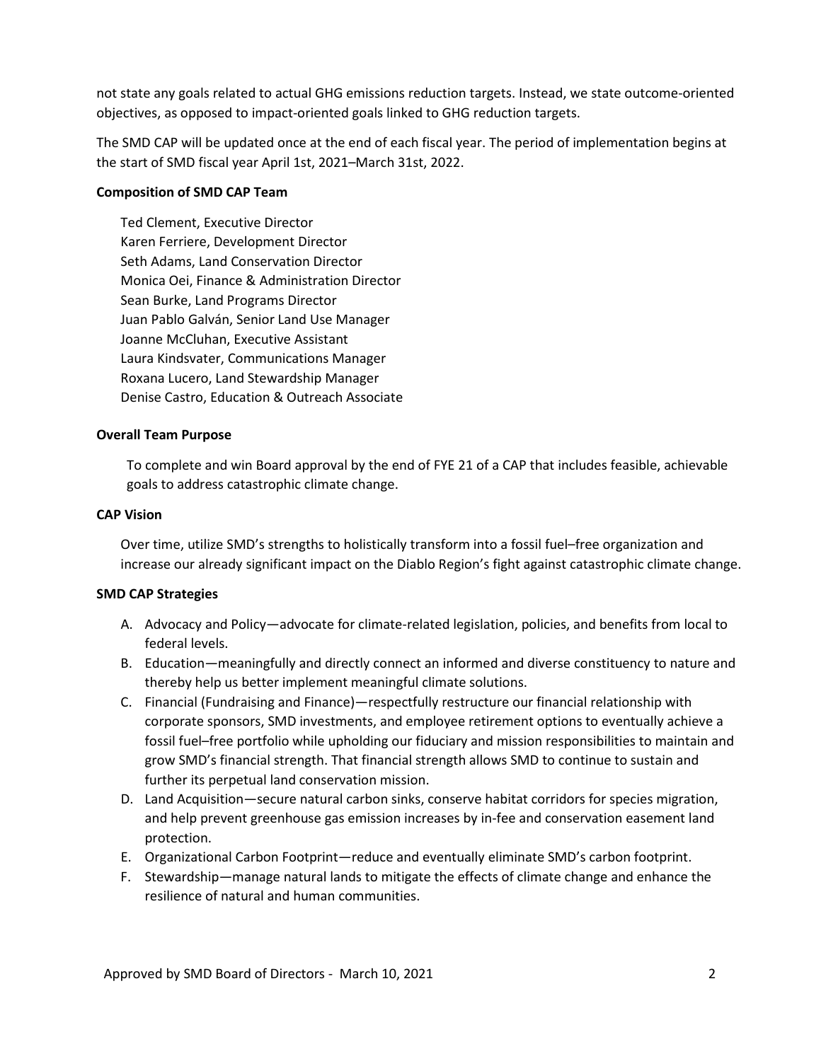not state any goals related to actual GHG emissions reduction targets. Instead, we state outcome-oriented objectives, as opposed to impact-oriented goals linked to GHG reduction targets.

The SMD CAP will be updated once at the end of each fiscal year. The period of implementation begins at the start of SMD fiscal year April 1st, 2021–March 31st, 2022.

**Composition of SMD CAP Team**

Ted Clement, Executive Director
Karen Ferriere, Development Director
Seth Adams, Land Conservation Director
Monica Oei, Finance & Administration Director
Sean Burke, Land Programs Director
Juan Pablo Galván, Senior Land Use Manager
Joanne McCluhan, Executive Assistant
Laura Kindsvater, Communications Manager
Roxana Lucero, Land Stewardship Manager
Denise Castro, Education & Outreach Associate

**Overall Team Purpose**

To complete and win Board approval by the end of FYE 21 of a CAP that includes feasible, achievable goals to address catastrophic climate change.

**CAP Vision**

Over time, utilize SMD's strengths to holistically transform into a fossil fuel–free organization and increase our already significant impact on the Diablo Region's fight against catastrophic climate change.

**SMD CAP Strategies**

A. Advocacy and Policy—advocate for climate-related legislation, policies, and benefits from local to federal levels.
B. Education—meaningfully and directly connect an informed and diverse constituency to nature and thereby help us better implement meaningful climate solutions.
C. Financial (Fundraising and Finance)—respectfully restructure our financial relationship with corporate sponsors, SMD investments, and employee retirement options to eventually achieve a fossil fuel–free portfolio while upholding our fiduciary and mission responsibilities to maintain and grow SMD's financial strength. That financial strength allows SMD to continue to sustain and further its perpetual land conservation mission.
D. Land Acquisition—secure natural carbon sinks, conserve habitat corridors for species migration, and help prevent greenhouse gas emission increases by in-fee and conservation easement land protection.
E. Organizational Carbon Footprint—reduce and eventually eliminate SMD's carbon footprint.
F. Stewardship—manage natural lands to mitigate the effects of climate change and enhance the resilience of natural and human communities.

Approved by SMD Board of Directors - March 10, 2021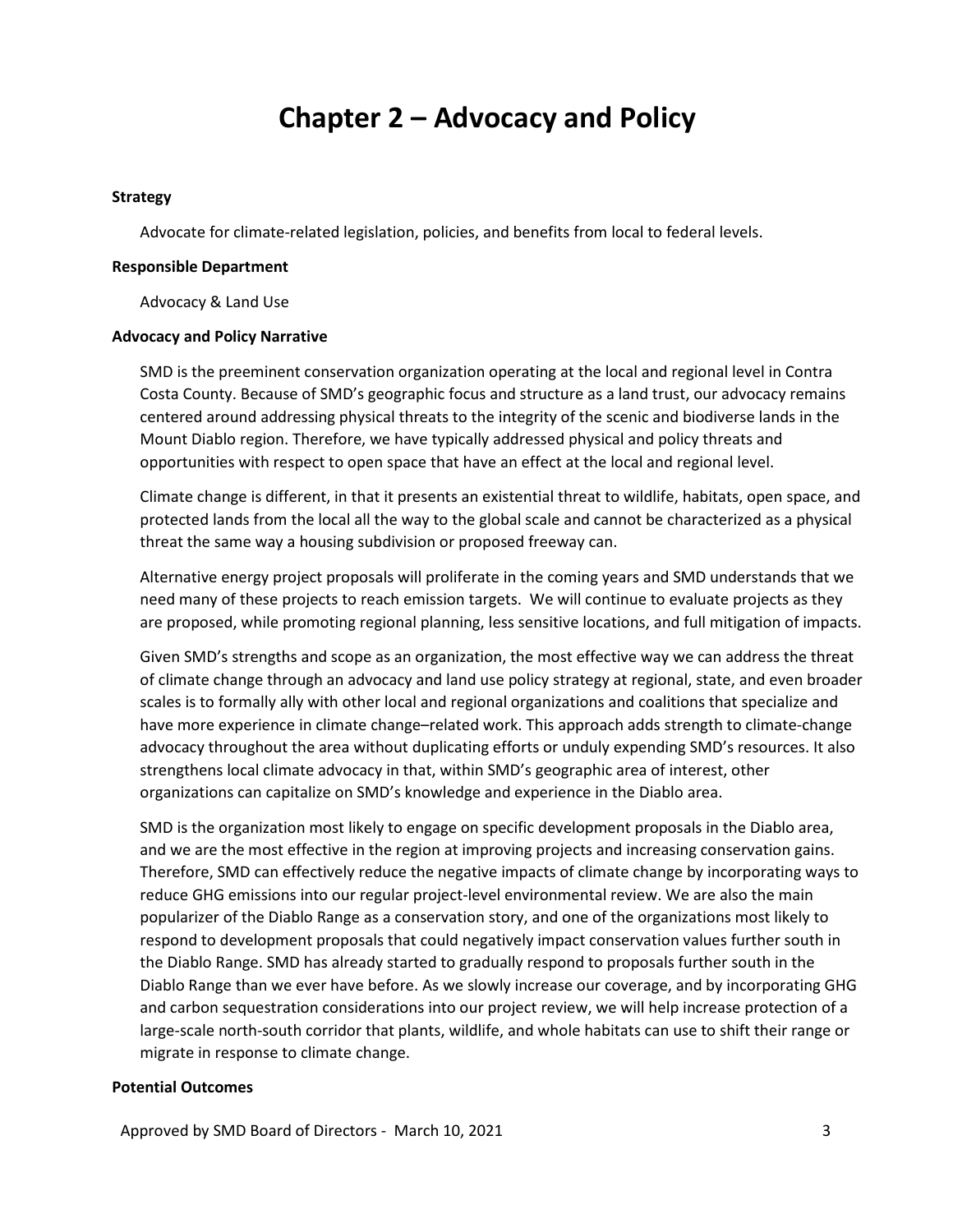# Chapter 2 – Advocacy and Policy

**Strategy**

Advocate for climate-related legislation, policies, and benefits from local to federal levels.

**Responsible Department**

Advocacy & Land Use

**Advocacy and Policy Narrative**

SMD is the preeminent conservation organization operating at the local and regional level in Contra Costa County. Because of SMD's geographic focus and structure as a land trust, our advocacy remains centered around addressing physical threats to the integrity of the scenic and biodiverse lands in the Mount Diablo region. Therefore, we have typically addressed physical and policy threats and opportunities with respect to open space that have an effect at the local and regional level.

Climate change is different, in that it presents an existential threat to wildlife, habitats, open space, and protected lands from the local all the way to the global scale and cannot be characterized as a physical threat the same way a housing subdivision or proposed freeway can.

Alternative energy project proposals will proliferate in the coming years and SMD understands that we need many of these projects to reach emission targets. We will continue to evaluate projects as they are proposed, while promoting regional planning, less sensitive locations, and full mitigation of impacts.

Given SMD's strengths and scope as an organization, the most effective way we can address the threat of climate change through an advocacy and land use policy strategy at regional, state, and even broader scales is to formally ally with other local and regional organizations and coalitions that specialize and have more experience in climate change–related work. This approach adds strength to climate-change advocacy throughout the area without duplicating efforts or unduly expending SMD's resources. It also strengthens local climate advocacy in that, within SMD's geographic area of interest, other organizations can capitalize on SMD's knowledge and experience in the Diablo area.

SMD is the organization most likely to engage on specific development proposals in the Diablo area, and we are the most effective in the region at improving projects and increasing conservation gains. Therefore, SMD can effectively reduce the negative impacts of climate change by incorporating ways to reduce GHG emissions into our regular project-level environmental review. We are also the main popularizer of the Diablo Range as a conservation story, and one of the organizations most likely to respond to development proposals that could negatively impact conservation values further south in the Diablo Range. SMD has already started to gradually respond to proposals further south in the Diablo Range than we ever have before. As we slowly increase our coverage, and by incorporating GHG and carbon sequestration considerations into our project review, we will help increase protection of a large-scale north-south corridor that plants, wildlife, and whole habitats can use to shift their range or migrate in response to climate change.

**Potential Outcomes**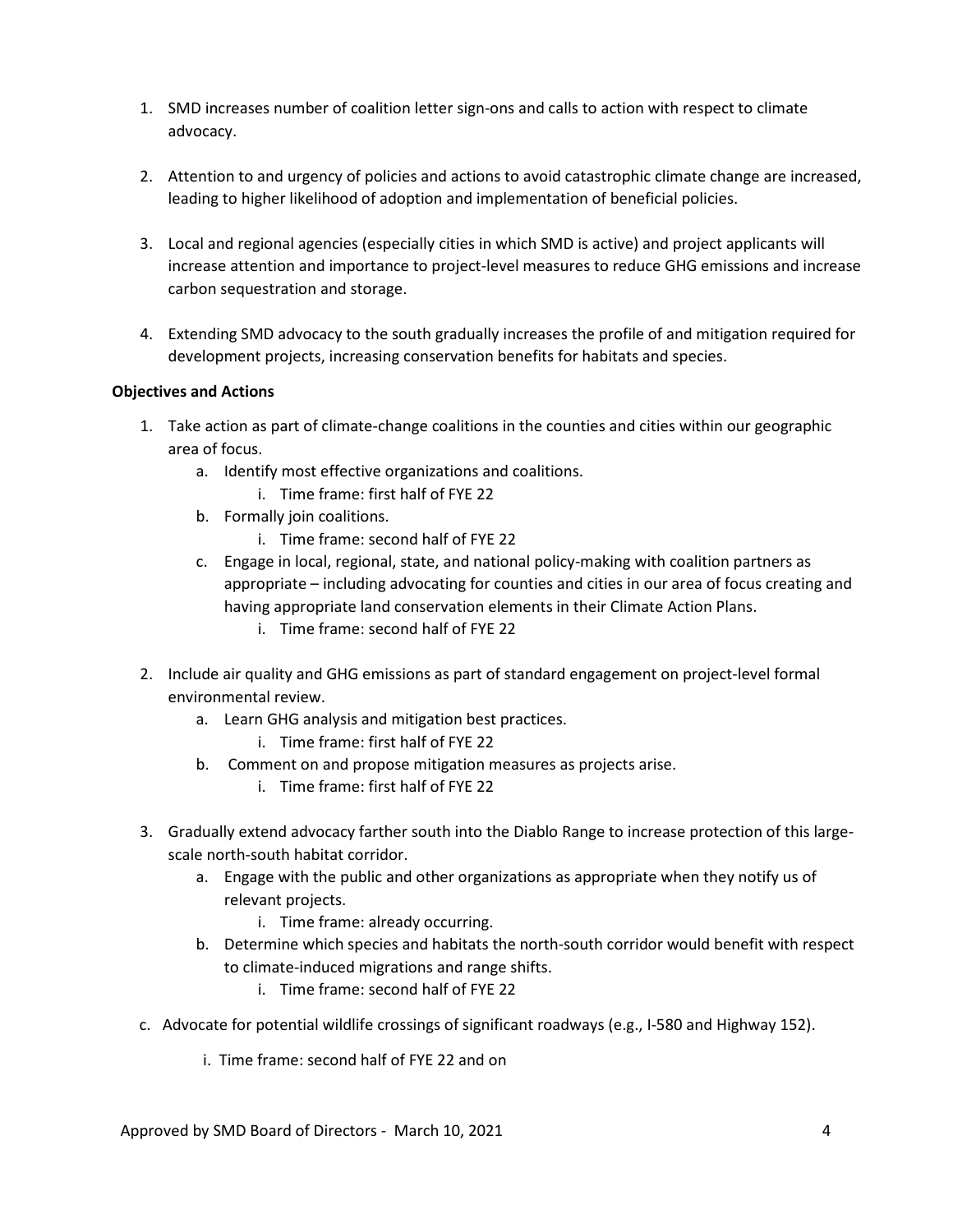1. SMD increases number of coalition letter sign-ons and calls to action with respect to climate advocacy.

2. Attention to and urgency of policies and actions to avoid catastrophic climate change are increased, leading to higher likelihood of adoption and implementation of beneficial policies.

3. Local and regional agencies (especially cities in which SMD is active) and project applicants will increase attention and importance to project-level measures to reduce GHG emissions and increase carbon sequestration and storage.

4. Extending SMD advocacy to the south gradually increases the profile of and mitigation required for development projects, increasing conservation benefits for habitats and species.

**Objectives and Actions**

1. Take action as part of climate-change coalitions in the counties and cities within our geographic area of focus.
   a. Identify most effective organizations and coalitions.
      i. Time frame: first half of FYE 22
   b. Formally join coalitions.
      i. Time frame: second half of FYE 22
   c. Engage in local, regional, state, and national policy-making with coalition partners as appropriate – including advocating for counties and cities in our area of focus creating and having appropriate land conservation elements in their Climate Action Plans.
      i. Time frame: second half of FYE 22

2. Include air quality and GHG emissions as part of standard engagement on project-level formal environmental review.
   a. Learn GHG analysis and mitigation best practices.
      i. Time frame: first half of FYE 22
   b. Comment on and propose mitigation measures as projects arise.
      i. Time frame: first half of FYE 22

3. Gradually extend advocacy farther south into the Diablo Range to increase protection of this large-scale north-south habitat corridor.
   a. Engage with the public and other organizations as appropriate when they notify us of relevant projects.
      i. Time frame: already occurring.
   b. Determine which species and habitats the north-south corridor would benefit with respect to climate-induced migrations and range shifts.
      i. Time frame: second half of FYE 22
   c. Advocate for potential wildlife crossings of significant roadways (e.g., I-580 and Highway 152).
      i. Time frame: second half of FYE 22 and on

Approved by SMD Board of Directors - March 10, 2021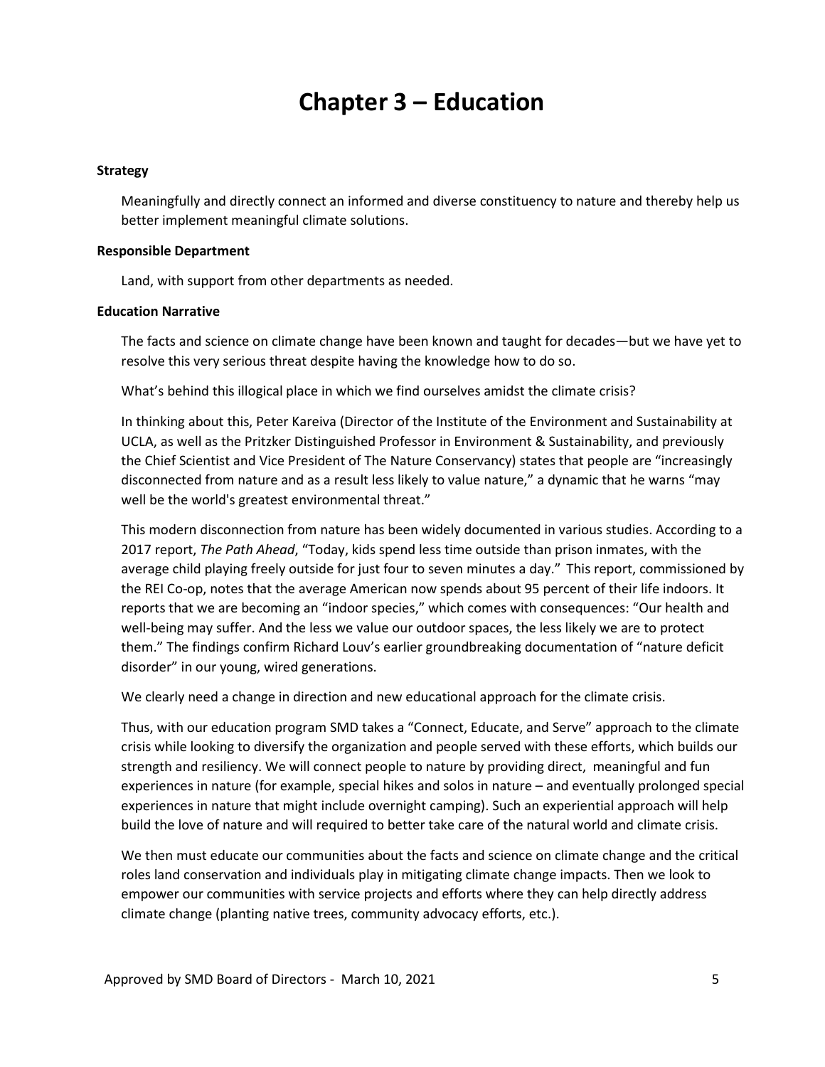# Chapter 3 – Education

**Strategy**

Meaningfully and directly connect an informed and diverse constituency to nature and thereby help us better implement meaningful climate solutions.

**Responsible Department**

Land, with support from other departments as needed.

**Education Narrative**

The facts and science on climate change have been known and taught for decades—but we have yet to resolve this very serious threat despite having the knowledge how to do so.

What's behind this illogical place in which we find ourselves amidst the climate crisis?

In thinking about this, Peter Kareiva (Director of the Institute of the Environment and Sustainability at UCLA, as well as the Pritzker Distinguished Professor in Environment & Sustainability, and previously the Chief Scientist and Vice President of The Nature Conservancy) states that people are "increasingly disconnected from nature and as a result less likely to value nature," a dynamic that he warns "may well be the world's greatest environmental threat."

This modern disconnection from nature has been widely documented in various studies. According to a 2017 report, *The Path Ahead*, "Today, kids spend less time outside than prison inmates, with the average child playing freely outside for just four to seven minutes a day." This report, commissioned by the REI Co-op, notes that the average American now spends about 95 percent of their life indoors. It reports that we are becoming an "indoor species," which comes with consequences: "Our health and well-being may suffer. And the less we value our outdoor spaces, the less likely we are to protect them." The findings confirm Richard Louv's earlier groundbreaking documentation of "nature deficit disorder" in our young, wired generations.

We clearly need a change in direction and new educational approach for the climate crisis.

Thus, with our education program SMD takes a "Connect, Educate, and Serve" approach to the climate crisis while looking to diversify the organization and people served with these efforts, which builds our strength and resiliency. We will connect people to nature by providing direct, meaningful and fun experiences in nature (for example, special hikes and solos in nature – and eventually prolonged special experiences in nature that might include overnight camping). Such an experiential approach will help build the love of nature and will required to better take care of the natural world and climate crisis.

We then must educate our communities about the facts and science on climate change and the critical roles land conservation and individuals play in mitigating climate change impacts. Then we look to empower our communities with service projects and efforts where they can help directly address climate change (planting native trees, community advocacy efforts, etc.).

Approved by SMD Board of Directors - March 10, 2021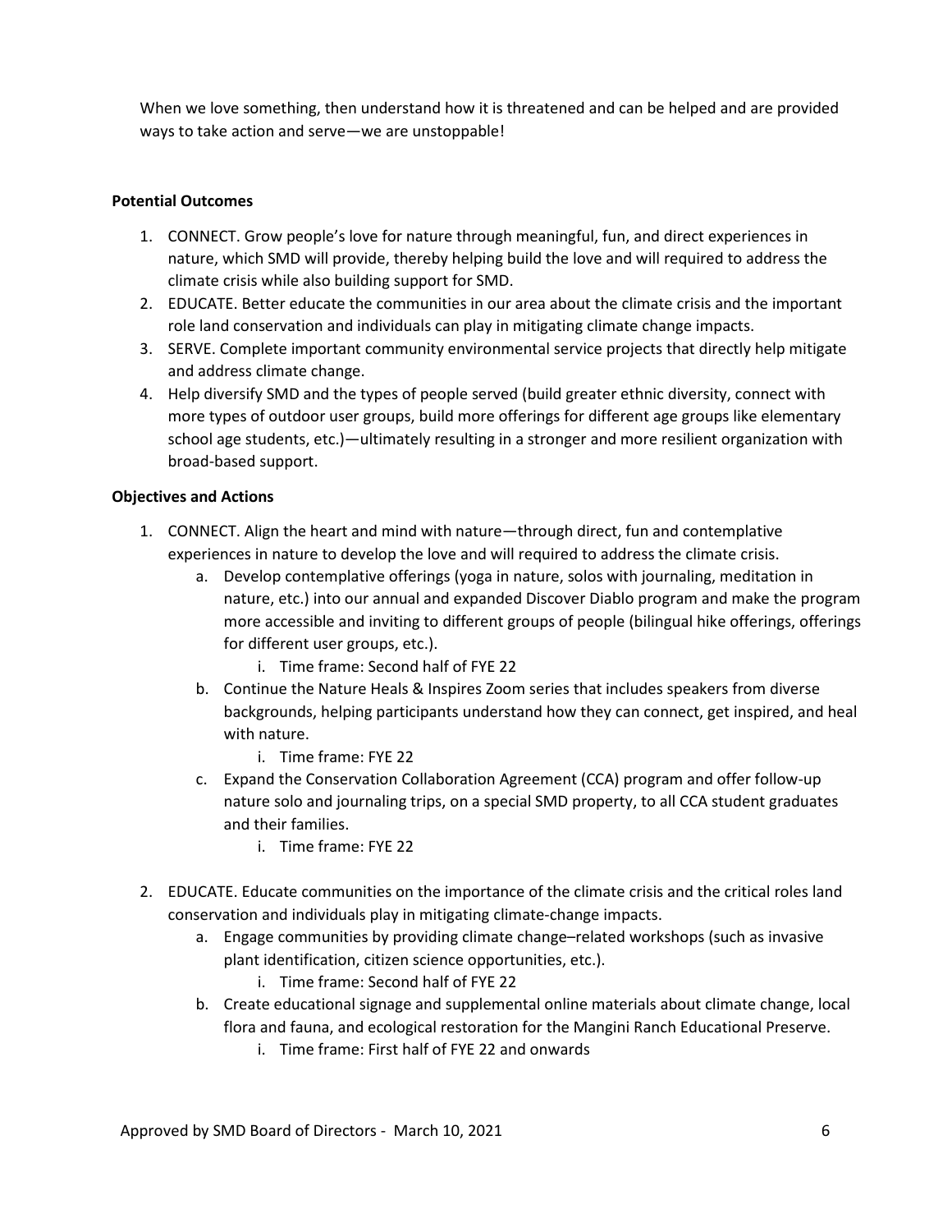When we love something, then understand how it is threatened and can be helped and are provided ways to take action and serve—we are unstoppable!

**Potential Outcomes**

1. CONNECT. Grow people's love for nature through meaningful, fun, and direct experiences in nature, which SMD will provide, thereby helping build the love and will required to address the climate crisis while also building support for SMD.
2. EDUCATE. Better educate the communities in our area about the climate crisis and the important role land conservation and individuals can play in mitigating climate change impacts.
3. SERVE. Complete important community environmental service projects that directly help mitigate and address climate change.
4. Help diversify SMD and the types of people served (build greater ethnic diversity, connect with more types of outdoor user groups, build more offerings for different age groups like elementary school age students, etc.)—ultimately resulting in a stronger and more resilient organization with broad-based support.

**Objectives and Actions**

1. CONNECT. Align the heart and mind with nature—through direct, fun and contemplative experiences in nature to develop the love and will required to address the climate crisis.
   a. Develop contemplative offerings (yoga in nature, solos with journaling, meditation in nature, etc.) into our annual and expanded Discover Diablo program and make the program more accessible and inviting to different groups of people (bilingual hike offerings, offerings for different user groups, etc.).
      i. Time frame: Second half of FYE 22
   b. Continue the Nature Heals & Inspires Zoom series that includes speakers from diverse backgrounds, helping participants understand how they can connect, get inspired, and heal with nature.
      i. Time frame: FYE 22
   c. Expand the Conservation Collaboration Agreement (CCA) program and offer follow-up nature solo and journaling trips, on a special SMD property, to all CCA student graduates and their families.
      i. Time frame: FYE 22

2. EDUCATE. Educate communities on the importance of the climate crisis and the critical roles land conservation and individuals play in mitigating climate-change impacts.
   a. Engage communities by providing climate change–related workshops (such as invasive plant identification, citizen science opportunities, etc.).
      i. Time frame: Second half of FYE 22
   b. Create educational signage and supplemental online materials about climate change, local flora and fauna, and ecological restoration for the Mangini Ranch Educational Preserve.
      i. Time frame: First half of FYE 22 and onwards

Approved by SMD Board of Directors - March 10, 2021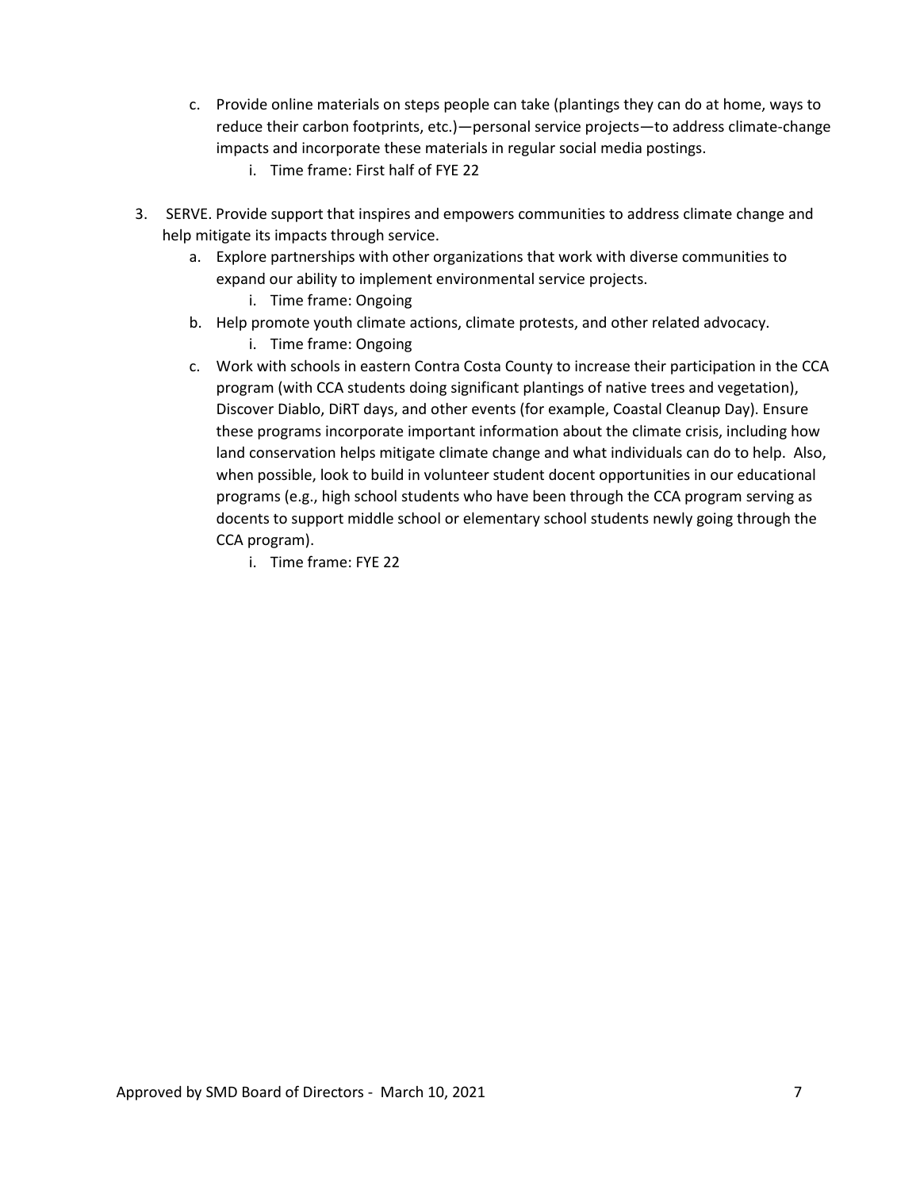c. Provide online materials on steps people can take (plantings they can do at home, ways to reduce their carbon footprints, etc.)—personal service projects—to address climate-change impacts and incorporate these materials in regular social media postings.
   i. Time frame: First half of FYE 22

3. SERVE. Provide support that inspires and empowers communities to address climate change and help mitigate its impacts through service.
   a. Explore partnerships with other organizations that work with diverse communities to expand our ability to implement environmental service projects.
      i. Time frame: Ongoing
   b. Help promote youth climate actions, climate protests, and other related advocacy.
      i. Time frame: Ongoing
   c. Work with schools in eastern Contra Costa County to increase their participation in the CCA program (with CCA students doing significant plantings of native trees and vegetation), Discover Diablo, DiRT days, and other events (for example, Coastal Cleanup Day). Ensure these programs incorporate important information about the climate crisis, including how land conservation helps mitigate climate change and what individuals can do to help. Also, when possible, look to build in volunteer student docent opportunities in our educational programs (e.g., high school students who have been through the CCA program serving as docents to support middle school or elementary school students newly going through the CCA program).
      i. Time frame: FYE 22

Approved by SMD Board of Directors - March 10, 2021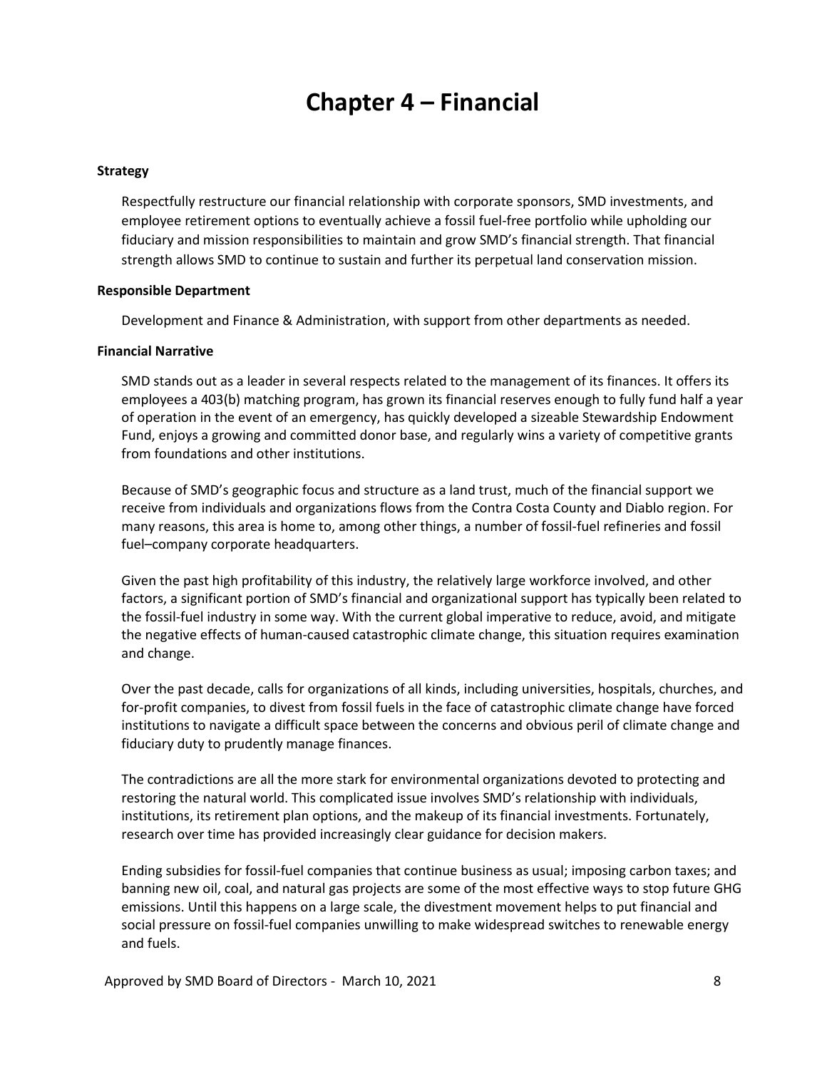# Chapter 4 – Financial

**Strategy**

Respectfully restructure our financial relationship with corporate sponsors, SMD investments, and employee retirement options to eventually achieve a fossil fuel-free portfolio while upholding our fiduciary and mission responsibilities to maintain and grow SMD's financial strength. That financial strength allows SMD to continue to sustain and further its perpetual land conservation mission.

**Responsible Department**

Development and Finance & Administration, with support from other departments as needed.

**Financial Narrative**

SMD stands out as a leader in several respects related to the management of its finances. It offers its employees a 403(b) matching program, has grown its financial reserves enough to fully fund half a year of operation in the event of an emergency, has quickly developed a sizeable Stewardship Endowment Fund, enjoys a growing and committed donor base, and regularly wins a variety of competitive grants from foundations and other institutions.

Because of SMD's geographic focus and structure as a land trust, much of the financial support we receive from individuals and organizations flows from the Contra Costa County and Diablo region. For many reasons, this area is home to, among other things, a number of fossil-fuel refineries and fossil fuel–company corporate headquarters.

Given the past high profitability of this industry, the relatively large workforce involved, and other factors, a significant portion of SMD's financial and organizational support has typically been related to the fossil-fuel industry in some way. With the current global imperative to reduce, avoid, and mitigate the negative effects of human-caused catastrophic climate change, this situation requires examination and change.

Over the past decade, calls for organizations of all kinds, including universities, hospitals, churches, and for-profit companies, to divest from fossil fuels in the face of catastrophic climate change have forced institutions to navigate a difficult space between the concerns and obvious peril of climate change and fiduciary duty to prudently manage finances.

The contradictions are all the more stark for environmental organizations devoted to protecting and restoring the natural world. This complicated issue involves SMD's relationship with individuals, institutions, its retirement plan options, and the makeup of its financial investments. Fortunately, research over time has provided increasingly clear guidance for decision makers.

Ending subsidies for fossil-fuel companies that continue business as usual; imposing carbon taxes; and banning new oil, coal, and natural gas projects are some of the most effective ways to stop future GHG emissions. Until this happens on a large scale, the divestment movement helps to put financial and social pressure on fossil-fuel companies unwilling to make widespread switches to renewable energy and fuels.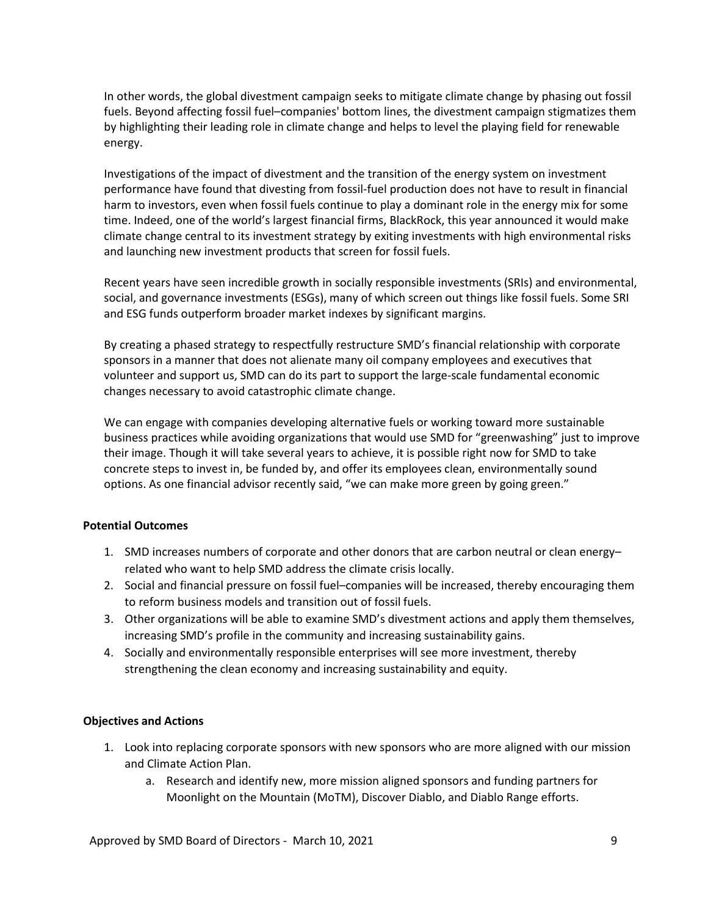In other words, the global divestment campaign seeks to mitigate climate change by phasing out fossil fuels. Beyond affecting fossil fuel–companies' bottom lines, the divestment campaign stigmatizes them by highlighting their leading role in climate change and helps to level the playing field for renewable energy.

Investigations of the impact of divestment and the transition of the energy system on investment performance have found that divesting from fossil-fuel production does not have to result in financial harm to investors, even when fossil fuels continue to play a dominant role in the energy mix for some time. Indeed, one of the world's largest financial firms, BlackRock, this year announced it would make climate change central to its investment strategy by exiting investments with high environmental risks and launching new investment products that screen for fossil fuels.

Recent years have seen incredible growth in socially responsible investments (SRIs) and environmental, social, and governance investments (ESGs), many of which screen out things like fossil fuels. Some SRI and ESG funds outperform broader market indexes by significant margins.

By creating a phased strategy to respectfully restructure SMD's financial relationship with corporate sponsors in a manner that does not alienate many oil company employees and executives that volunteer and support us, SMD can do its part to support the large-scale fundamental economic changes necessary to avoid catastrophic climate change.

We can engage with companies developing alternative fuels or working toward more sustainable business practices while avoiding organizations that would use SMD for "greenwashing" just to improve their image. Though it will take several years to achieve, it is possible right now for SMD to take concrete steps to invest in, be funded by, and offer its employees clean, environmentally sound options. As one financial advisor recently said, "we can make more green by going green."

**Potential Outcomes**

1. SMD increases numbers of corporate and other donors that are carbon neutral or clean energy–related who want to help SMD address the climate crisis locally.
2. Social and financial pressure on fossil fuel–companies will be increased, thereby encouraging them to reform business models and transition out of fossil fuels.
3. Other organizations will be able to examine SMD's divestment actions and apply them themselves, increasing SMD's profile in the community and increasing sustainability gains.
4. Socially and environmentally responsible enterprises will see more investment, thereby strengthening the clean economy and increasing sustainability and equity.

**Objectives and Actions**

1. Look into replacing corporate sponsors with new sponsors who are more aligned with our mission and Climate Action Plan.
    a. Research and identify new, more mission aligned sponsors and funding partners for Moonlight on the Mountain (MoTM), Discover Diablo, and Diablo Range efforts.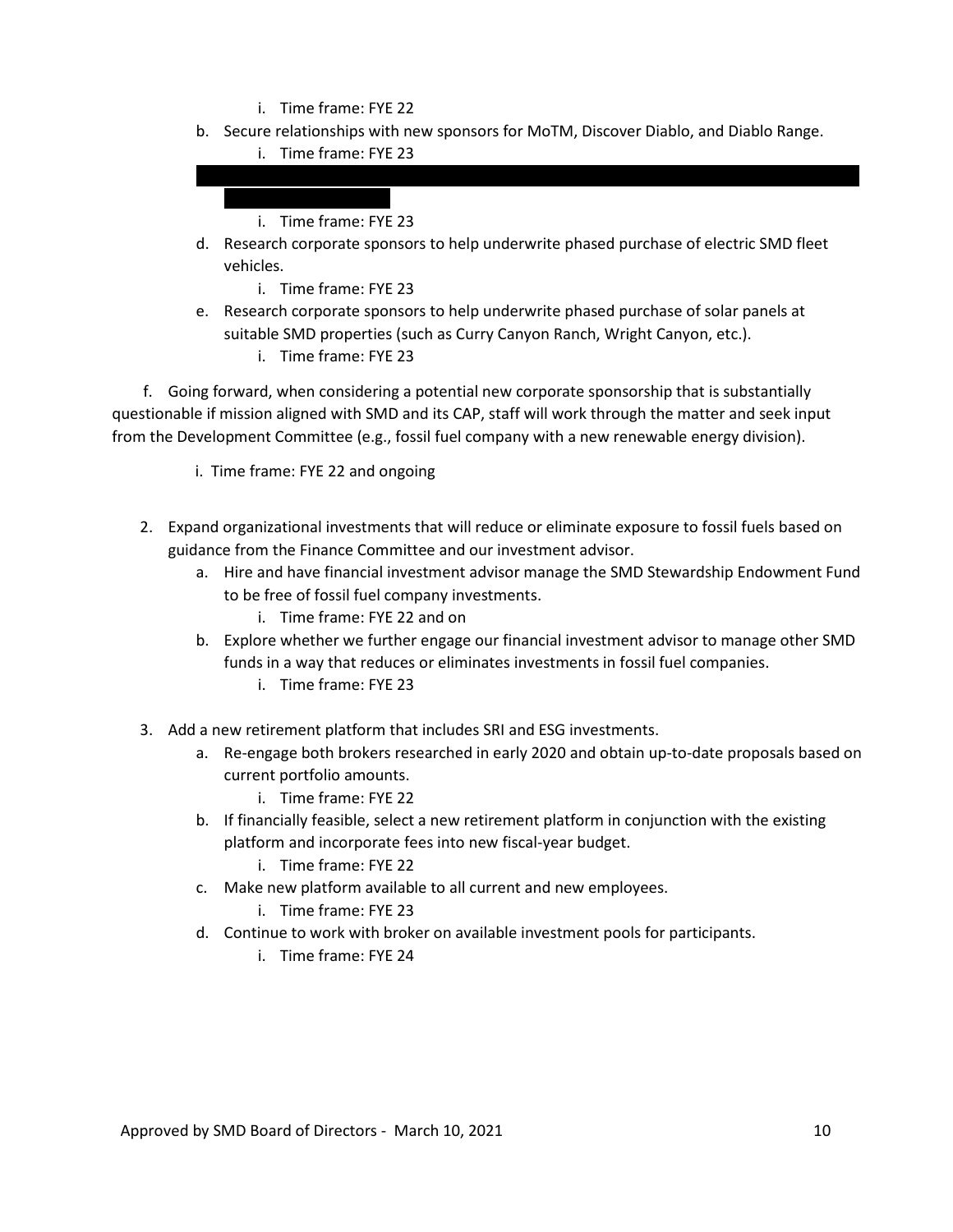i. Time frame: FYE 22

   b. Secure relationships with new sponsors for MoTM, Discover Diablo, and Diablo Range.
      i. Time frame: FYE 23

   c. [REDACTED]
      i. Time frame: FYE 23

   d. Research corporate sponsors to help underwrite phased purchase of electric SMD fleet vehicles.
      i. Time frame: FYE 23

   e. Research corporate sponsors to help underwrite phased purchase of solar panels at suitable SMD properties (such as Curry Canyon Ranch, Wright Canyon, etc.).
      i. Time frame: FYE 23

   f. Going forward, when considering a potential new corporate sponsorship that is substantially questionable if mission aligned with SMD and its CAP, staff will work through the matter and seek input from the Development Committee (e.g., fossil fuel company with a new renewable energy division).

      i. Time frame: FYE 22 and ongoing

2. Expand organizational investments that will reduce or eliminate exposure to fossil fuels based on guidance from the Finance Committee and our investment advisor.
   a. Hire and have financial investment advisor manage the SMD Stewardship Endowment Fund to be free of fossil fuel company investments.
      i. Time frame: FYE 22 and on
   b. Explore whether we further engage our financial investment advisor to manage other SMD funds in a way that reduces or eliminates investments in fossil fuel companies.
      i. Time frame: FYE 23

3. Add a new retirement platform that includes SRI and ESG investments.
   a. Re-engage both brokers researched in early 2020 and obtain up-to-date proposals based on current portfolio amounts.
      i. Time frame: FYE 22
   b. If financially feasible, select a new retirement platform in conjunction with the existing platform and incorporate fees into new fiscal-year budget.
      i. Time frame: FYE 22
   c. Make new platform available to all current and new employees.
      i. Time frame: FYE 23
   d. Continue to work with broker on available investment pools for participants.
      i. Time frame: FYE 24

Approved by SMD Board of Directors - March 10, 2021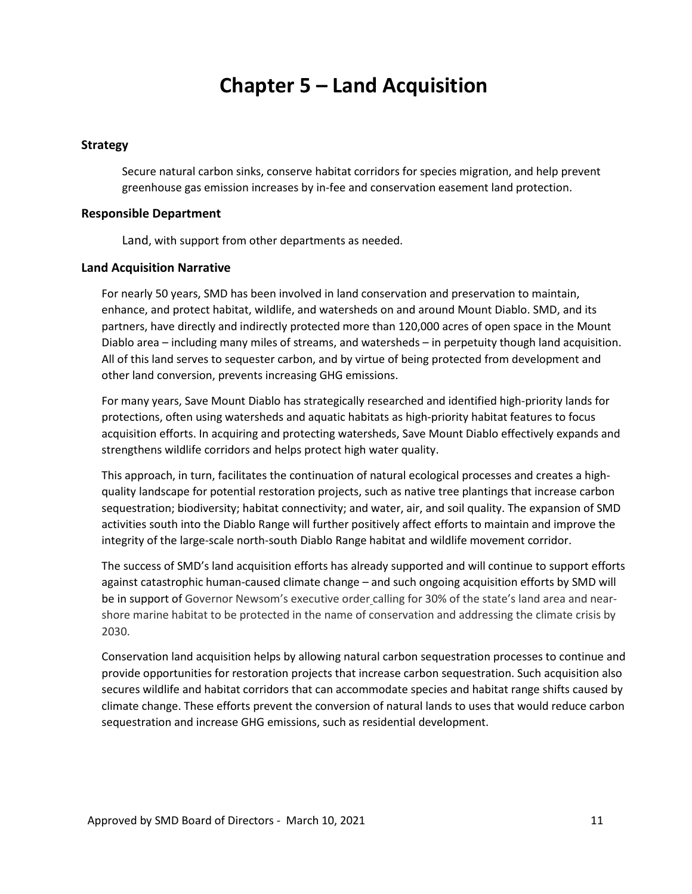# Chapter 5 – Land Acquisition

### Strategy

Secure natural carbon sinks, conserve habitat corridors for species migration, and help prevent greenhouse gas emission increases by in-fee and conservation easement land protection.

### Responsible Department

Land, with support from other departments as needed.

### Land Acquisition Narrative

For nearly 50 years, SMD has been involved in land conservation and preservation to maintain, enhance, and protect habitat, wildlife, and watersheds on and around Mount Diablo. SMD, and its partners, have directly and indirectly protected more than 120,000 acres of open space in the Mount Diablo area – including many miles of streams, and watersheds – in perpetuity though land acquisition. All of this land serves to sequester carbon, and by virtue of being protected from development and other land conversion, prevents increasing GHG emissions.

For many years, Save Mount Diablo has strategically researched and identified high-priority lands for protections, often using watersheds and aquatic habitats as high-priority habitat features to focus acquisition efforts. In acquiring and protecting watersheds, Save Mount Diablo effectively expands and strengthens wildlife corridors and helps protect high water quality.

This approach, in turn, facilitates the continuation of natural ecological processes and creates a high-quality landscape for potential restoration projects, such as native tree plantings that increase carbon sequestration; biodiversity; habitat connectivity; and water, air, and soil quality. The expansion of SMD activities south into the Diablo Range will further positively affect efforts to maintain and improve the integrity of the large-scale north-south Diablo Range habitat and wildlife movement corridor.

The success of SMD's land acquisition efforts has already supported and will continue to support efforts against catastrophic human-caused climate change – and such ongoing acquisition efforts by SMD will be in support of Governor Newsom's executive order calling for 30% of the state's land area and near-shore marine habitat to be protected in the name of conservation and addressing the climate crisis by 2030.

Conservation land acquisition helps by allowing natural carbon sequestration processes to continue and provide opportunities for restoration projects that increase carbon sequestration. Such acquisition also secures wildlife and habitat corridors that can accommodate species and habitat range shifts caused by climate change. These efforts prevent the conversion of natural lands to uses that would reduce carbon sequestration and increase GHG emissions, such as residential development.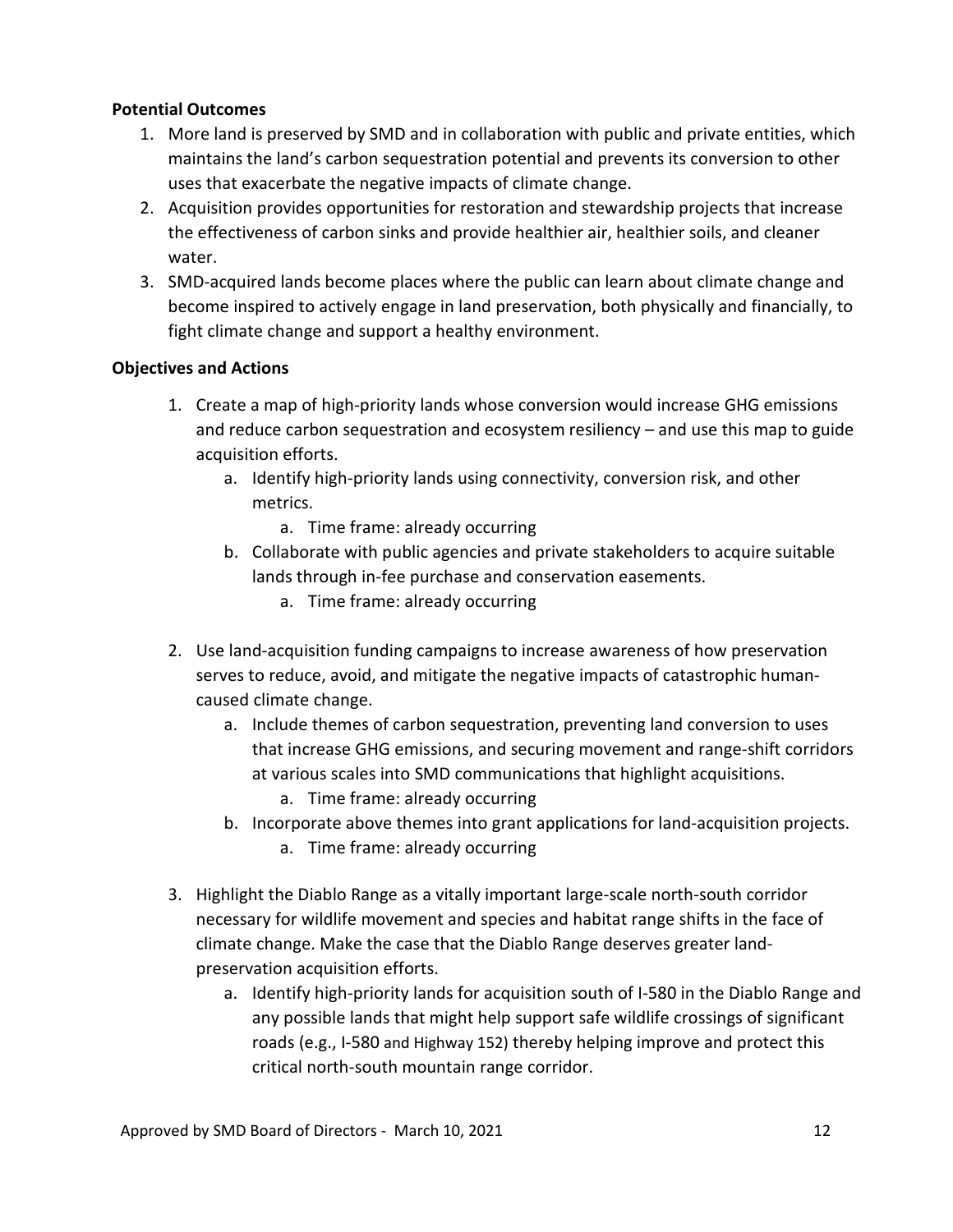**Potential Outcomes**

1. More land is preserved by SMD and in collaboration with public and private entities, which maintains the land's carbon sequestration potential and prevents its conversion to other uses that exacerbate the negative impacts of climate change.
2. Acquisition provides opportunities for restoration and stewardship projects that increase the effectiveness of carbon sinks and provide healthier air, healthier soils, and cleaner water.
3. SMD-acquired lands become places where the public can learn about climate change and become inspired to actively engage in land preservation, both physically and financially, to fight climate change and support a healthy environment.

**Objectives and Actions**

1. Create a map of high-priority lands whose conversion would increase GHG emissions and reduce carbon sequestration and ecosystem resiliency – and use this map to guide acquisition efforts.
    a. Identify high-priority lands using connectivity, conversion risk, and other metrics.
        a. Time frame: already occurring
    b. Collaborate with public agencies and private stakeholders to acquire suitable lands through in-fee purchase and conservation easements.
        a. Time frame: already occurring

2. Use land-acquisition funding campaigns to increase awareness of how preservation serves to reduce, avoid, and mitigate the negative impacts of catastrophic human-caused climate change.
    a. Include themes of carbon sequestration, preventing land conversion to uses that increase GHG emissions, and securing movement and range-shift corridors at various scales into SMD communications that highlight acquisitions.
        a. Time frame: already occurring
    b. Incorporate above themes into grant applications for land-acquisition projects.
        a. Time frame: already occurring

3. Highlight the Diablo Range as a vitally important large-scale north-south corridor necessary for wildlife movement and species and habitat range shifts in the face of climate change. Make the case that the Diablo Range deserves greater land-preservation acquisition efforts.
    a. Identify high-priority lands for acquisition south of I-580 in the Diablo Range and any possible lands that might help support safe wildlife crossings of significant roads (e.g., I-580 and Highway 152) thereby helping improve and protect this critical north-south mountain range corridor.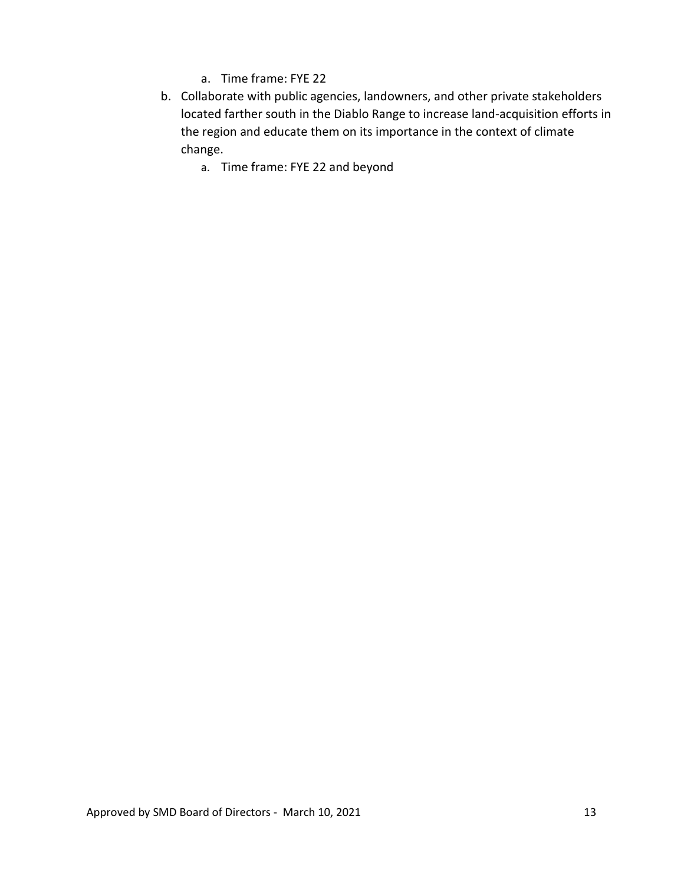a. Time frame: FYE 22

b. Collaborate with public agencies, landowners, and other private stakeholders located farther south in the Diablo Range to increase land-acquisition efforts in the region and educate them on its importance in the context of climate change.

   a. Time frame: FYE 22 and beyond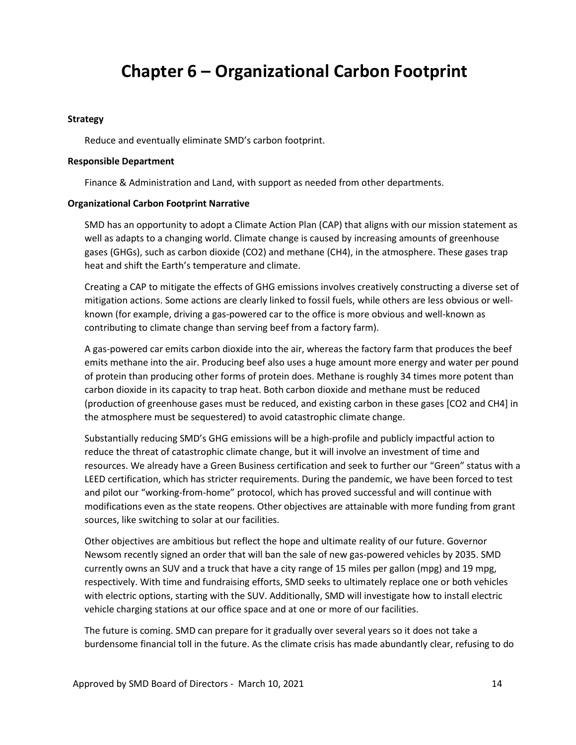# Chapter 6 – Organizational Carbon Footprint

**Strategy**

Reduce and eventually eliminate SMD's carbon footprint.

**Responsible Department**

Finance & Administration and Land, with support as needed from other departments.

**Organizational Carbon Footprint Narrative**

SMD has an opportunity to adopt a Climate Action Plan (CAP) that aligns with our mission statement as well as adapts to a changing world. Climate change is caused by increasing amounts of greenhouse gases (GHGs), such as carbon dioxide ($CO_2$) and methane ($CH_4$), in the atmosphere. These gases trap heat and shift the Earth's temperature and climate.

Creating a CAP to mitigate the effects of GHG emissions involves creatively constructing a diverse set of mitigation actions. Some actions are clearly linked to fossil fuels, while others are less obvious or well-known (for example, driving a gas-powered car to the office is more obvious and well-known as contributing to climate change than serving beef from a factory farm).

A gas-powered car emits carbon dioxide into the air, whereas the factory farm that produces the beef emits methane into the air. Producing beef also uses a huge amount more energy and water per pound of protein than producing other forms of protein does. Methane is roughly 34 times more potent than carbon dioxide in its capacity to trap heat. Both carbon dioxide and methane must be reduced (production of greenhouse gases must be reduced, and existing carbon in these gases [$CO_2$ and $CH_4$] in the atmosphere must be sequestered) to avoid catastrophic climate change.

Substantially reducing SMD's GHG emissions will be a high-profile and publicly impactful action to reduce the threat of catastrophic climate change, but it will involve an investment of time and resources. We already have a Green Business certification and seek to further our "Green" status with a LEED certification, which has stricter requirements. During the pandemic, we have been forced to test and pilot our "working-from-home" protocol, which has proved successful and will continue with modifications even as the state reopens. Other objectives are attainable with more funding from grant sources, like switching to solar at our facilities.

Other objectives are ambitious but reflect the hope and ultimate reality of our future. Governor Newsom recently signed an order that will ban the sale of new gas-powered vehicles by 2035. SMD currently owns an SUV and a truck that have a city range of 15 miles per gallon (mpg) and 19 mpg, respectively. With time and fundraising efforts, SMD seeks to ultimately replace one or both vehicles with electric options, starting with the SUV. Additionally, SMD will investigate how to install electric vehicle charging stations at our office space and at one or more of our facilities.

The future is coming. SMD can prepare for it gradually over several years so it does not take a burdensome financial toll in the future. As the climate crisis has made abundantly clear, refusing to do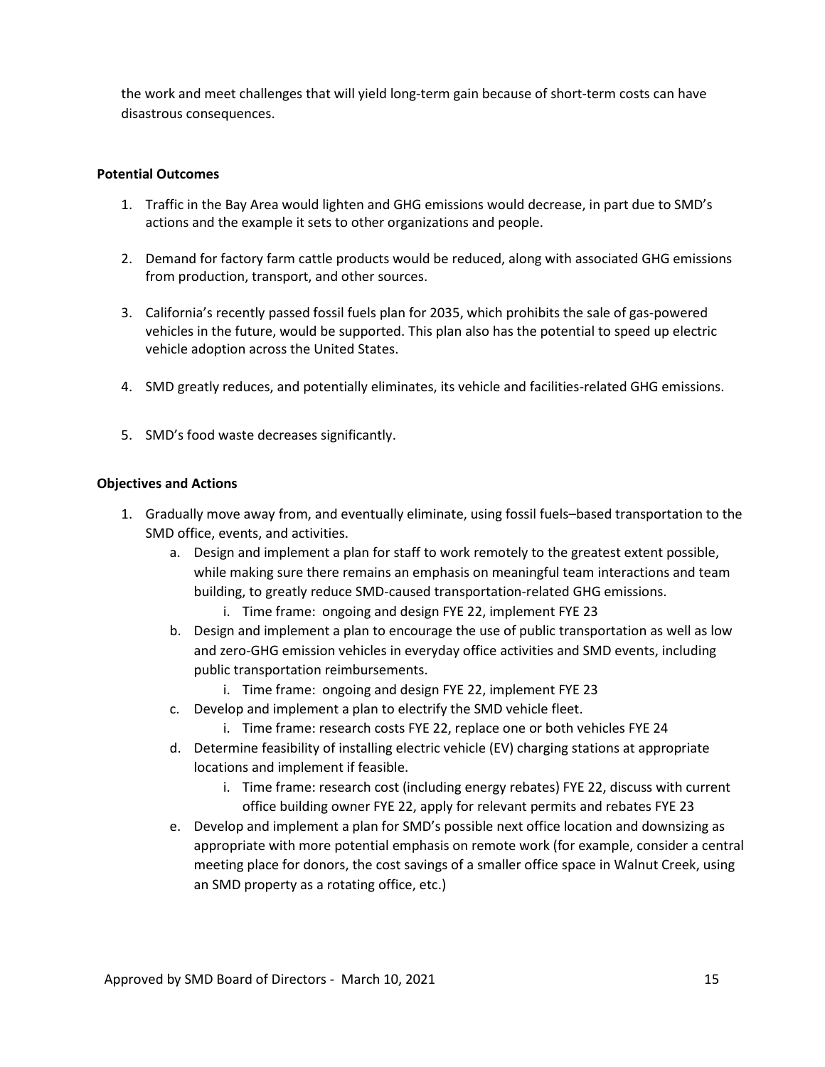the work and meet challenges that will yield long-term gain because of short-term costs can have disastrous consequences.

**Potential Outcomes**

1. Traffic in the Bay Area would lighten and GHG emissions would decrease, in part due to SMD's actions and the example it sets to other organizations and people.

2. Demand for factory farm cattle products would be reduced, along with associated GHG emissions from production, transport, and other sources.

3. California's recently passed fossil fuels plan for 2035, which prohibits the sale of gas-powered vehicles in the future, would be supported. This plan also has the potential to speed up electric vehicle adoption across the United States.

4. SMD greatly reduces, and potentially eliminates, its vehicle and facilities-related GHG emissions.

5. SMD's food waste decreases significantly.

**Objectives and Actions**

1. Gradually move away from, and eventually eliminate, using fossil fuels–based transportation to the SMD office, events, and activities.
    a. Design and implement a plan for staff to work remotely to the greatest extent possible, while making sure there remains an emphasis on meaningful team interactions and team building, to greatly reduce SMD-caused transportation-related GHG emissions.
        i. Time frame: ongoing and design FYE 22, implement FYE 23
    b. Design and implement a plan to encourage the use of public transportation as well as low and zero-GHG emission vehicles in everyday office activities and SMD events, including public transportation reimbursements.
        i. Time frame: ongoing and design FYE 22, implement FYE 23
    c. Develop and implement a plan to electrify the SMD vehicle fleet.
        i. Time frame: research costs FYE 22, replace one or both vehicles FYE 24
    d. Determine feasibility of installing electric vehicle (EV) charging stations at appropriate locations and implement if feasible.
        i. Time frame: research cost (including energy rebates) FYE 22, discuss with current office building owner FYE 22, apply for relevant permits and rebates FYE 23
    e. Develop and implement a plan for SMD's possible next office location and downsizing as appropriate with more potential emphasis on remote work (for example, consider a central meeting place for donors, the cost savings of a smaller office space in Walnut Creek, using an SMD property as a rotating office, etc.)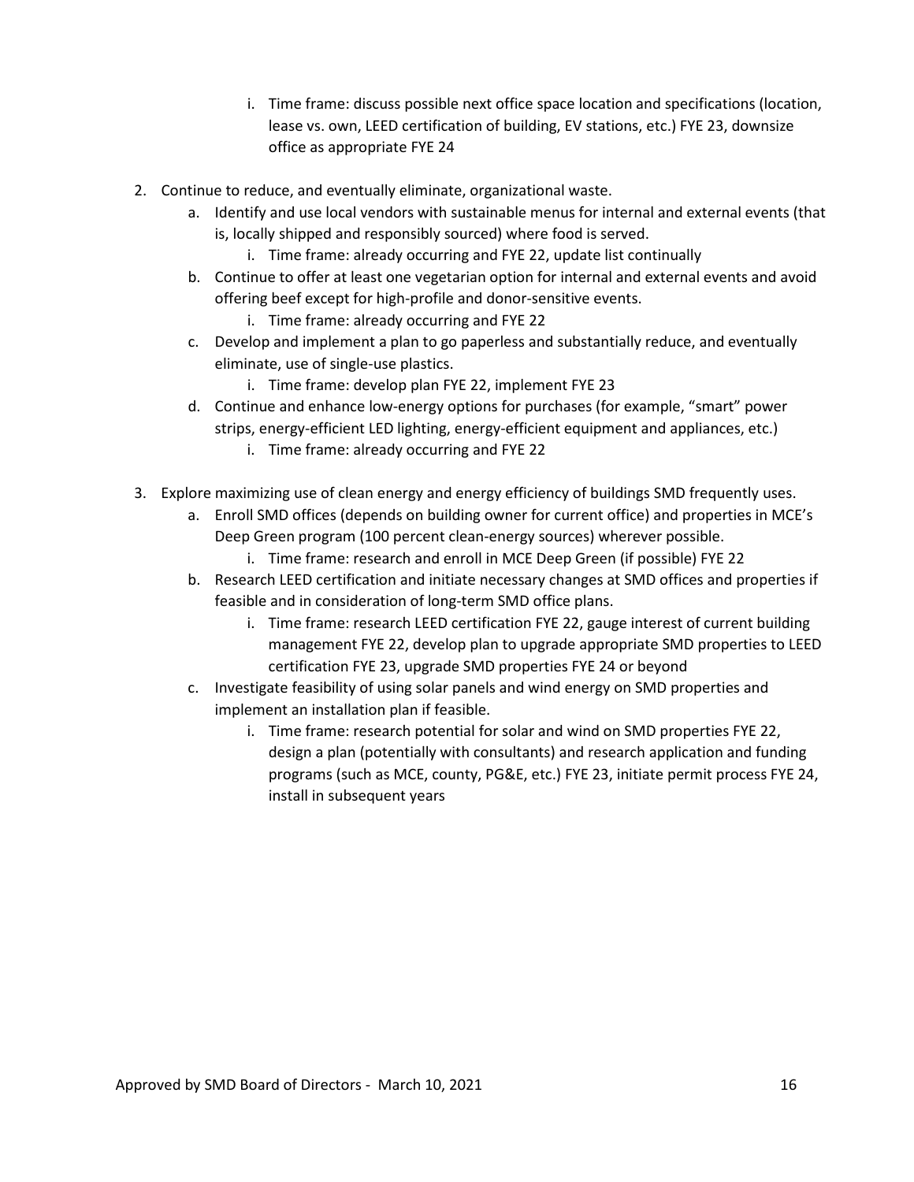i. Time frame: discuss possible next office space location and specifications (location, lease vs. own, LEED certification of building, EV stations, etc.) FYE 23, downsize office as appropriate FYE 24

2. Continue to reduce, and eventually eliminate, organizational waste.
   a. Identify and use local vendors with sustainable menus for internal and external events (that is, locally shipped and responsibly sourced) where food is served.
      i. Time frame: already occurring and FYE 22, update list continually
   b. Continue to offer at least one vegetarian option for internal and external events and avoid offering beef except for high-profile and donor-sensitive events.
      i. Time frame: already occurring and FYE 22
   c. Develop and implement a plan to go paperless and substantially reduce, and eventually eliminate, use of single-use plastics.
      i. Time frame: develop plan FYE 22, implement FYE 23
   d. Continue and enhance low-energy options for purchases (for example, "smart" power strips, energy-efficient LED lighting, energy-efficient equipment and appliances, etc.)
      i. Time frame: already occurring and FYE 22

3. Explore maximizing use of clean energy and energy efficiency of buildings SMD frequently uses.
   a. Enroll SMD offices (depends on building owner for current office) and properties in MCE's Deep Green program (100 percent clean-energy sources) wherever possible.
      i. Time frame: research and enroll in MCE Deep Green (if possible) FYE 22
   b. Research LEED certification and initiate necessary changes at SMD offices and properties if feasible and in consideration of long-term SMD office plans.
      i. Time frame: research LEED certification FYE 22, gauge interest of current building management FYE 22, develop plan to upgrade appropriate SMD properties to LEED certification FYE 23, upgrade SMD properties FYE 24 or beyond
   c. Investigate feasibility of using solar panels and wind energy on SMD properties and implement an installation plan if feasible.
      i. Time frame: research potential for solar and wind on SMD properties FYE 22, design a plan (potentially with consultants) and research application and funding programs (such as MCE, county, PG&E, etc.) FYE 23, initiate permit process FYE 24, install in subsequent years

Approved by SMD Board of Directors - March 10, 2021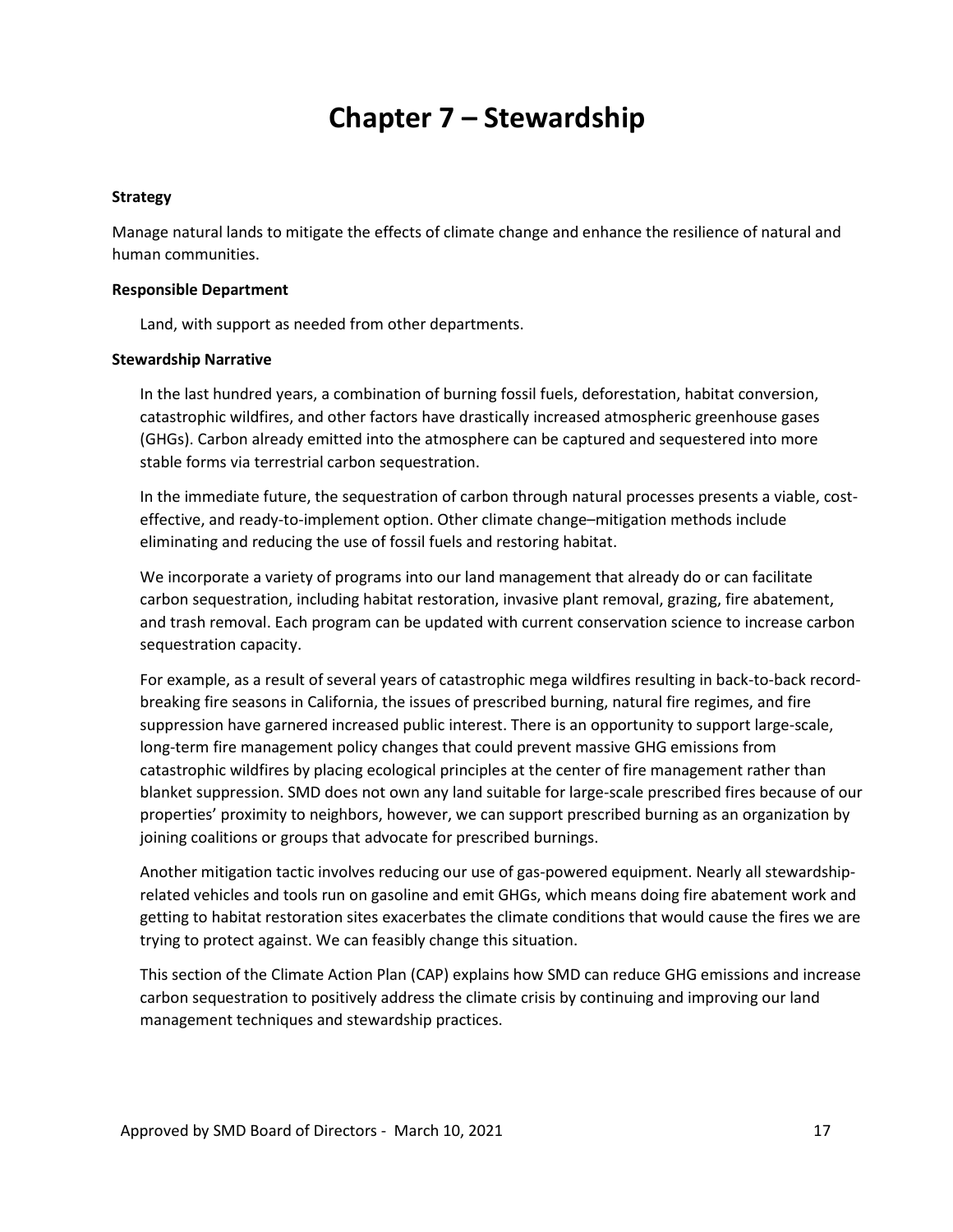# Chapter 7 – Stewardship

**Strategy**

Manage natural lands to mitigate the effects of climate change and enhance the resilience of natural and human communities.

**Responsible Department**

Land, with support as needed from other departments.

**Stewardship Narrative**

In the last hundred years, a combination of burning fossil fuels, deforestation, habitat conversion, catastrophic wildfires, and other factors have drastically increased atmospheric greenhouse gases (GHGs). Carbon already emitted into the atmosphere can be captured and sequestered into more stable forms via terrestrial carbon sequestration.

In the immediate future, the sequestration of carbon through natural processes presents a viable, cost-effective, and ready-to-implement option. Other climate change–mitigation methods include eliminating and reducing the use of fossil fuels and restoring habitat.

We incorporate a variety of programs into our land management that already do or can facilitate carbon sequestration, including habitat restoration, invasive plant removal, grazing, fire abatement, and trash removal. Each program can be updated with current conservation science to increase carbon sequestration capacity.

For example, as a result of several years of catastrophic mega wildfires resulting in back-to-back record-breaking fire seasons in California, the issues of prescribed burning, natural fire regimes, and fire suppression have garnered increased public interest. There is an opportunity to support large-scale, long-term fire management policy changes that could prevent massive GHG emissions from catastrophic wildfires by placing ecological principles at the center of fire management rather than blanket suppression. SMD does not own any land suitable for large-scale prescribed fires because of our properties' proximity to neighbors, however, we can support prescribed burning as an organization by joining coalitions or groups that advocate for prescribed burnings.

Another mitigation tactic involves reducing our use of gas-powered equipment. Nearly all stewardship-related vehicles and tools run on gasoline and emit GHGs, which means doing fire abatement work and getting to habitat restoration sites exacerbates the climate conditions that would cause the fires we are trying to protect against. We can feasibly change this situation.

This section of the Climate Action Plan (CAP) explains how SMD can reduce GHG emissions and increase carbon sequestration to positively address the climate crisis by continuing and improving our land management techniques and stewardship practices.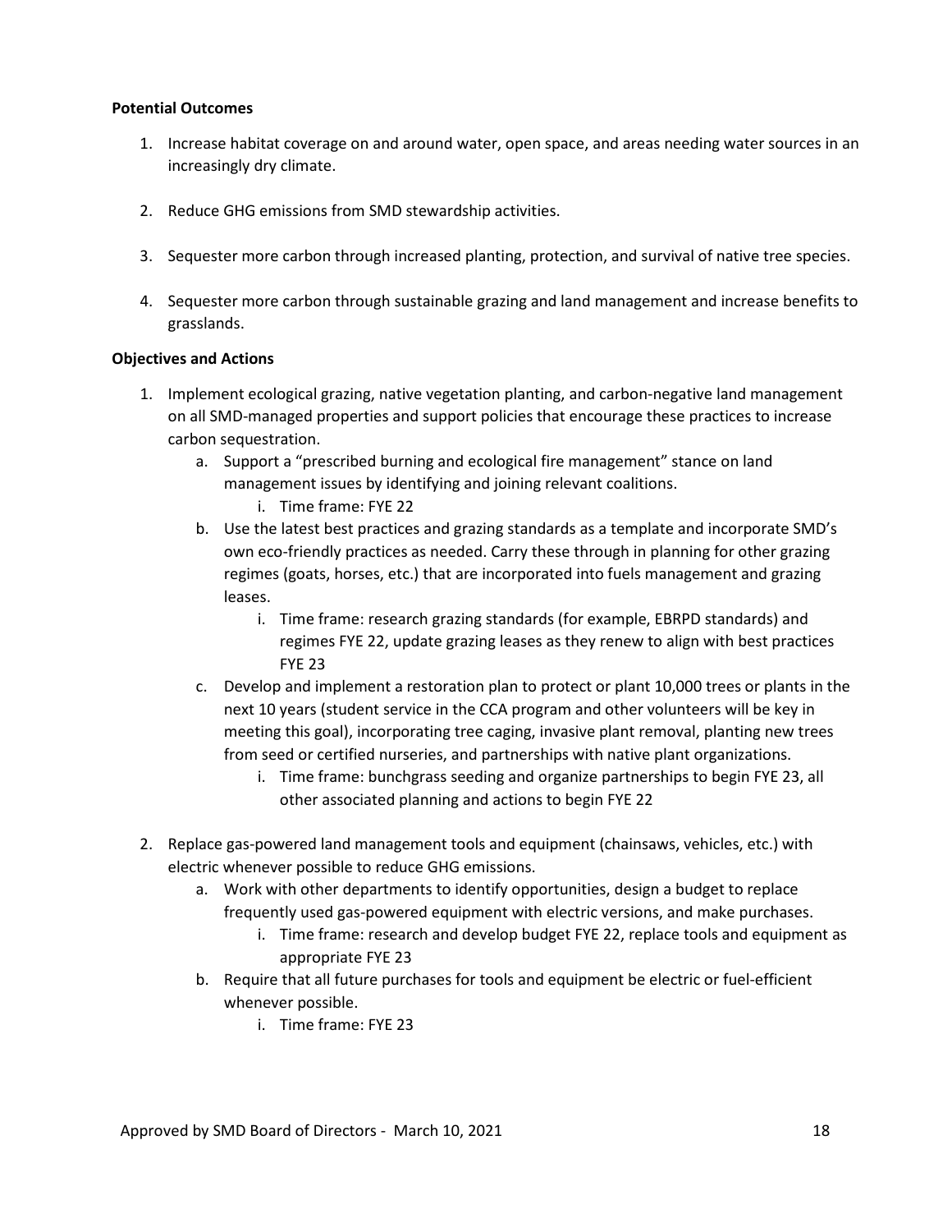**Potential Outcomes**

1. Increase habitat coverage on and around water, open space, and areas needing water sources in an increasingly dry climate.

2. Reduce GHG emissions from SMD stewardship activities.

3. Sequester more carbon through increased planting, protection, and survival of native tree species.

4. Sequester more carbon through sustainable grazing and land management and increase benefits to grasslands.

**Objectives and Actions**

1. Implement ecological grazing, native vegetation planting, and carbon-negative land management on all SMD-managed properties and support policies that encourage these practices to increase carbon sequestration.
    a. Support a "prescribed burning and ecological fire management" stance on land management issues by identifying and joining relevant coalitions.
        i. Time frame: FYE 22
    b. Use the latest best practices and grazing standards as a template and incorporate SMD's own eco-friendly practices as needed. Carry these through in planning for other grazing regimes (goats, horses, etc.) that are incorporated into fuels management and grazing leases.
        i. Time frame: research grazing standards (for example, EBRPD standards) and regimes FYE 22, update grazing leases as they renew to align with best practices FYE 23
    c. Develop and implement a restoration plan to protect or plant 10,000 trees or plants in the next 10 years (student service in the CCA program and other volunteers will be key in meeting this goal), incorporating tree caging, invasive plant removal, planting new trees from seed or certified nurseries, and partnerships with native plant organizations.
        i. Time frame: bunchgrass seeding and organize partnerships to begin FYE 23, all other associated planning and actions to begin FYE 22

2. Replace gas-powered land management tools and equipment (chainsaws, vehicles, etc.) with electric whenever possible to reduce GHG emissions.
    a. Work with other departments to identify opportunities, design a budget to replace frequently used gas-powered equipment with electric versions, and make purchases.
        i. Time frame: research and develop budget FYE 22, replace tools and equipment as appropriate FYE 23
    b. Require that all future purchases for tools and equipment be electric or fuel-efficient whenever possible.
        i. Time frame: FYE 23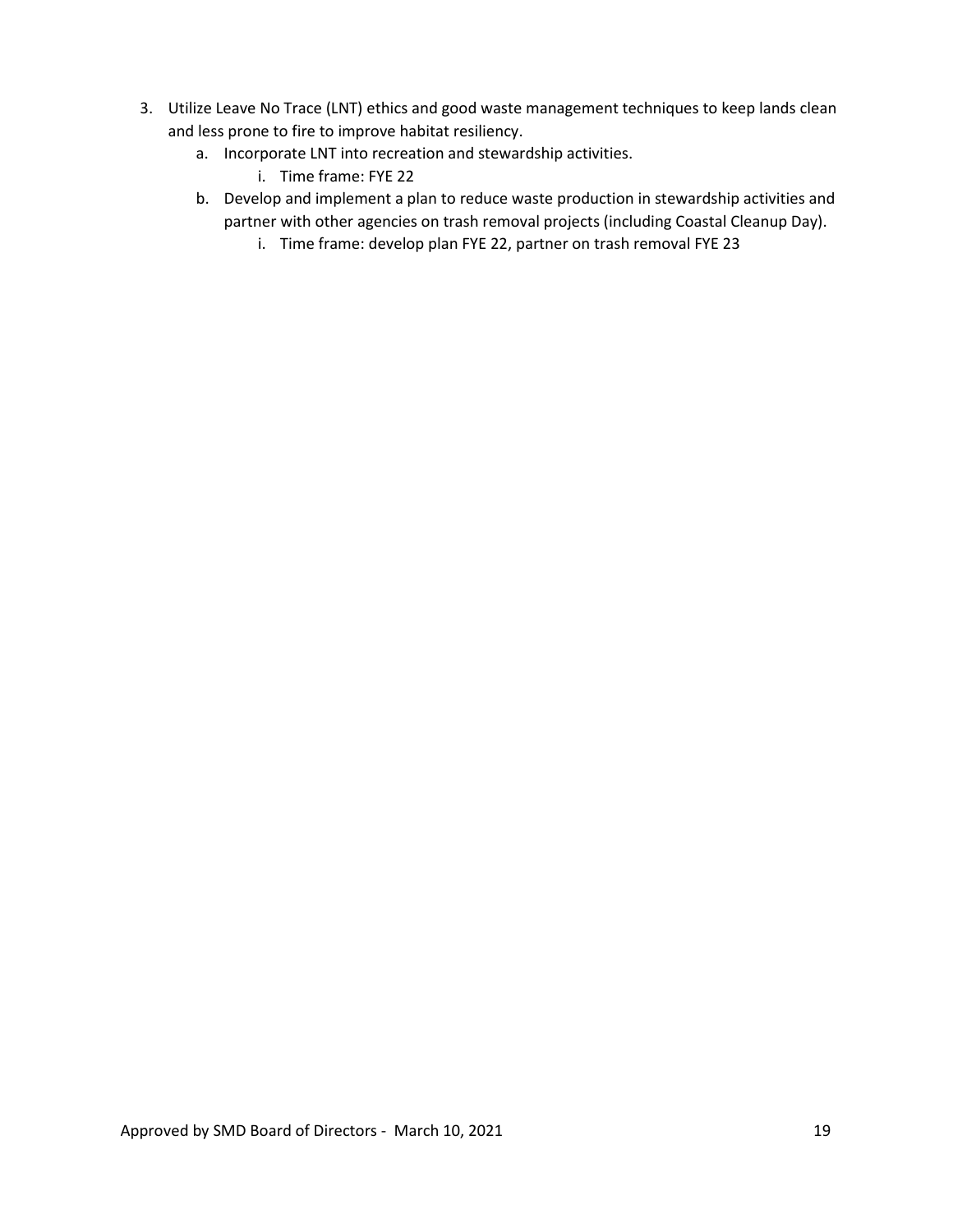3. Utilize Leave No Trace (LNT) ethics and good waste management techniques to keep lands clean and less prone to fire to improve habitat resiliency.
    a. Incorporate LNT into recreation and stewardship activities.
        i. Time frame: FYE 22
    b. Develop and implement a plan to reduce waste production in stewardship activities and partner with other agencies on trash removal projects (including Coastal Cleanup Day).
        i. Time frame: develop plan FYE 22, partner on trash removal FYE 23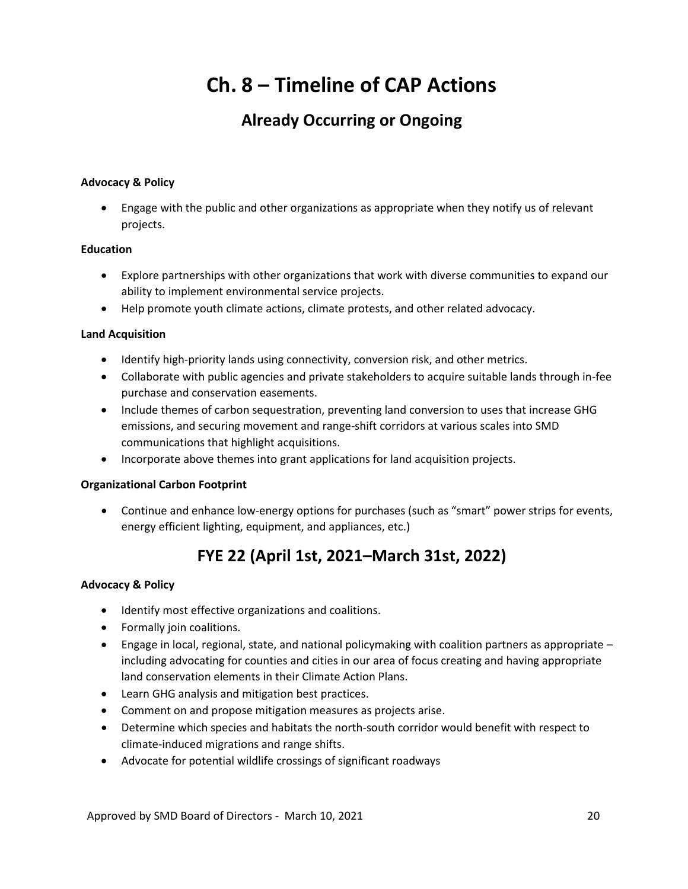# Ch. 8 – Timeline of CAP Actions

## Already Occurring or Ongoing

**Advocacy & Policy**

- Engage with the public and other organizations as appropriate when they notify us of relevant projects.

**Education**

- Explore partnerships with other organizations that work with diverse communities to expand our ability to implement environmental service projects.
- Help promote youth climate actions, climate protests, and other related advocacy.

**Land Acquisition**

- Identify high-priority lands using connectivity, conversion risk, and other metrics.
- Collaborate with public agencies and private stakeholders to acquire suitable lands through in-fee purchase and conservation easements.
- Include themes of carbon sequestration, preventing land conversion to uses that increase GHG emissions, and securing movement and range-shift corridors at various scales into SMD communications that highlight acquisitions.
- Incorporate above themes into grant applications for land acquisition projects.

**Organizational Carbon Footprint**

- Continue and enhance low-energy options for purchases (such as "smart" power strips for events, energy efficient lighting, equipment, and appliances, etc.)

## FYE 22 (April 1st, 2021–March 31st, 2022)

**Advocacy & Policy**

- Identify most effective organizations and coalitions.
- Formally join coalitions.
- Engage in local, regional, state, and national policymaking with coalition partners as appropriate – including advocating for counties and cities in our area of focus creating and having appropriate land conservation elements in their Climate Action Plans.
- Learn GHG analysis and mitigation best practices.
- Comment on and propose mitigation measures as projects arise.
- Determine which species and habitats the north-south corridor would benefit with respect to climate-induced migrations and range shifts.
- Advocate for potential wildlife crossings of significant roadways

Approved by SMD Board of Directors - March 10, 2021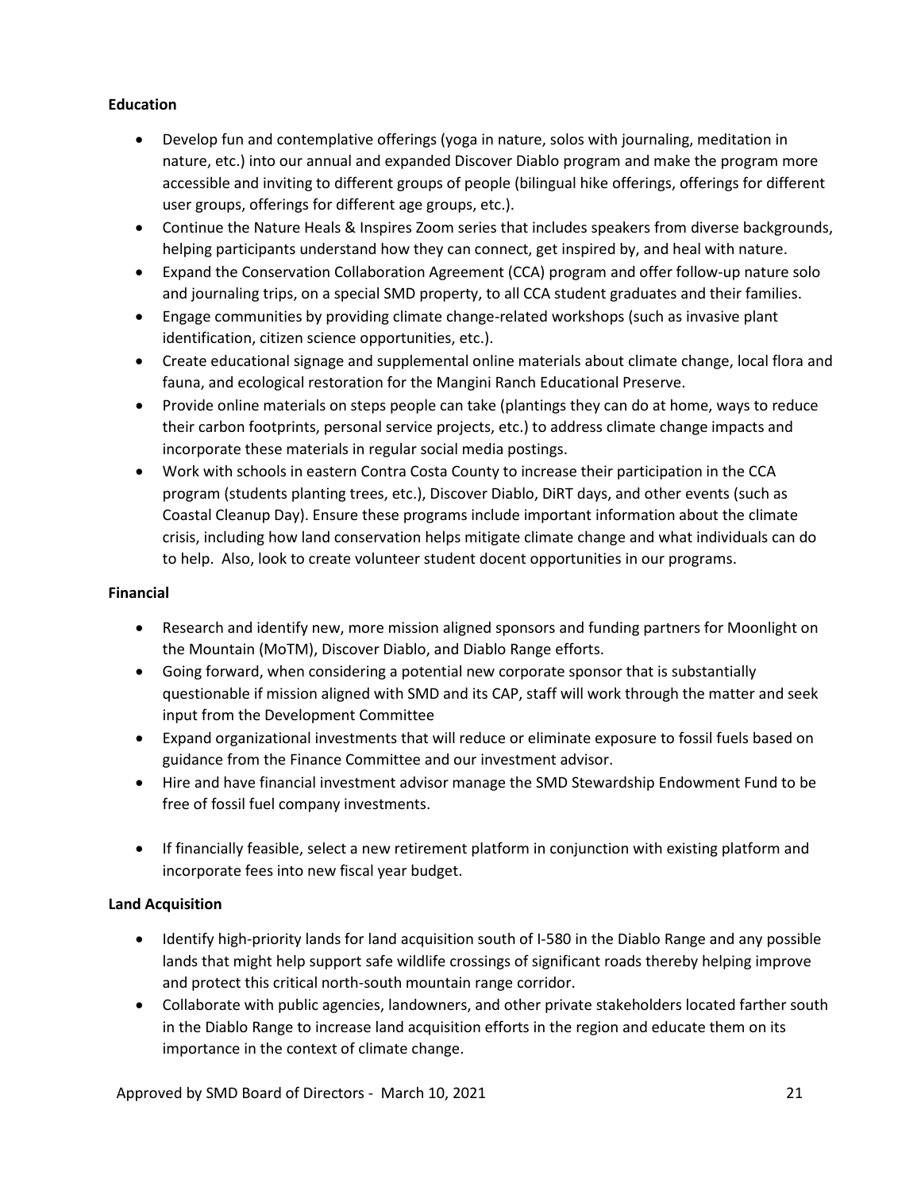**Education**

- Develop fun and contemplative offerings (yoga in nature, solos with journaling, meditation in nature, etc.) into our annual and expanded Discover Diablo program and make the program more accessible and inviting to different groups of people (bilingual hike offerings, offerings for different user groups, offerings for different age groups, etc.).
- Continue the Nature Heals & Inspires Zoom series that includes speakers from diverse backgrounds, helping participants understand how they can connect, get inspired by, and heal with nature.
- Expand the Conservation Collaboration Agreement (CCA) program and offer follow-up nature solo and journaling trips, on a special SMD property, to all CCA student graduates and their families.
- Engage communities by providing climate change-related workshops (such as invasive plant identification, citizen science opportunities, etc.).
- Create educational signage and supplemental online materials about climate change, local flora and fauna, and ecological restoration for the Mangini Ranch Educational Preserve.
- Provide online materials on steps people can take (plantings they can do at home, ways to reduce their carbon footprints, personal service projects, etc.) to address climate change impacts and incorporate these materials in regular social media postings.
- Work with schools in eastern Contra Costa County to increase their participation in the CCA program (students planting trees, etc.), Discover Diablo, DiRT days, and other events (such as Coastal Cleanup Day). Ensure these programs include important information about the climate crisis, including how land conservation helps mitigate climate change and what individuals can do to help. Also, look to create volunteer student docent opportunities in our programs.

**Financial**

- Research and identify new, more mission aligned sponsors and funding partners for Moonlight on the Mountain (MoTM), Discover Diablo, and Diablo Range efforts.
- Going forward, when considering a potential new corporate sponsor that is substantially questionable if mission aligned with SMD and its CAP, staff will work through the matter and seek input from the Development Committee
- Expand organizational investments that will reduce or eliminate exposure to fossil fuels based on guidance from the Finance Committee and our investment advisor.
- Hire and have financial investment advisor manage the SMD Stewardship Endowment Fund to be free of fossil fuel company investments.
- If financially feasible, select a new retirement platform in conjunction with existing platform and incorporate fees into new fiscal year budget.

**Land Acquisition**

- Identify high-priority lands for land acquisition south of I-580 in the Diablo Range and any possible lands that might help support safe wildlife crossings of significant roads thereby helping improve and protect this critical north-south mountain range corridor.
- Collaborate with public agencies, landowners, and other private stakeholders located farther south in the Diablo Range to increase land acquisition efforts in the region and educate them on its importance in the context of climate change.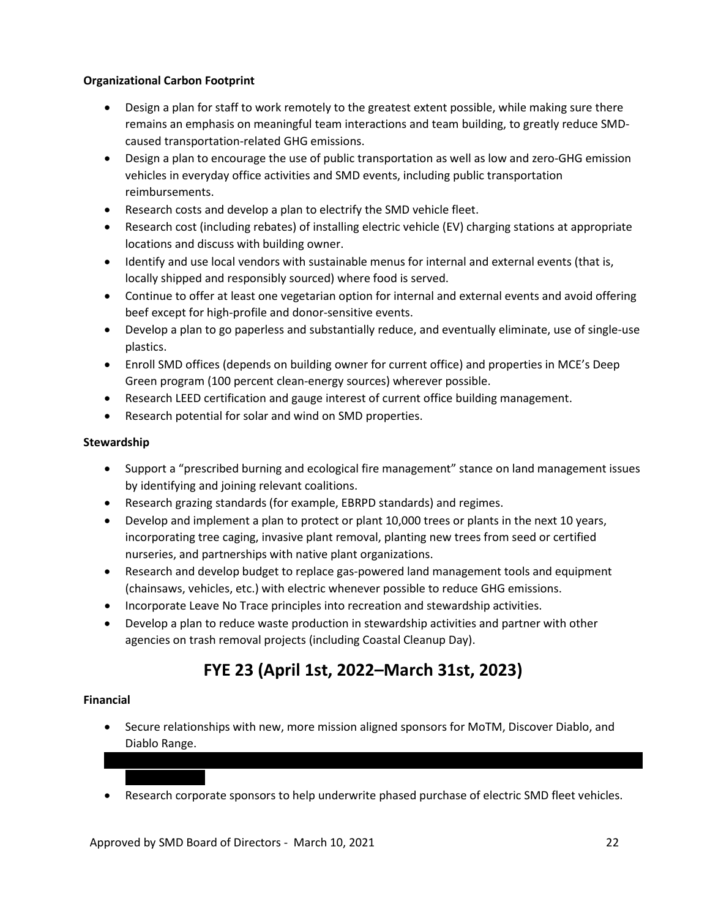**Organizational Carbon Footprint**

- Design a plan for staff to work remotely to the greatest extent possible, while making sure there remains an emphasis on meaningful team interactions and team building, to greatly reduce SMD-caused transportation-related GHG emissions.
- Design a plan to encourage the use of public transportation as well as low and zero-GHG emission vehicles in everyday office activities and SMD events, including public transportation reimbursements.
- Research costs and develop a plan to electrify the SMD vehicle fleet.
- Research cost (including rebates) of installing electric vehicle (EV) charging stations at appropriate locations and discuss with building owner.
- Identify and use local vendors with sustainable menus for internal and external events (that is, locally shipped and responsibly sourced) where food is served.
- Continue to offer at least one vegetarian option for internal and external events and avoid offering beef except for high-profile and donor-sensitive events.
- Develop a plan to go paperless and substantially reduce, and eventually eliminate, use of single-use plastics.
- Enroll SMD offices (depends on building owner for current office) and properties in MCE's Deep Green program (100 percent clean-energy sources) wherever possible.
- Research LEED certification and gauge interest of current office building management.
- Research potential for solar and wind on SMD properties.

**Stewardship**

- Support a "prescribed burning and ecological fire management" stance on land management issues by identifying and joining relevant coalitions.
- Research grazing standards (for example, EBRPD standards) and regimes.
- Develop and implement a plan to protect or plant 10,000 trees or plants in the next 10 years, incorporating tree caging, invasive plant removal, planting new trees from seed or certified nurseries, and partnerships with native plant organizations.
- Research and develop budget to replace gas-powered land management tools and equipment (chainsaws, vehicles, etc.) with electric whenever possible to reduce GHG emissions.
- Incorporate Leave No Trace principles into recreation and stewardship activities.
- Develop a plan to reduce waste production in stewardship activities and partner with other agencies on trash removal projects (including Coastal Cleanup Day).

## FYE 23 (April 1st, 2022–March 31st, 2023)

**Financial**

- Secure relationships with new, more mission aligned sponsors for MoTM, Discover Diablo, and Diablo Range.
- Research corporate sponsors to help underwrite phased purchase of electric SMD fleet vehicles.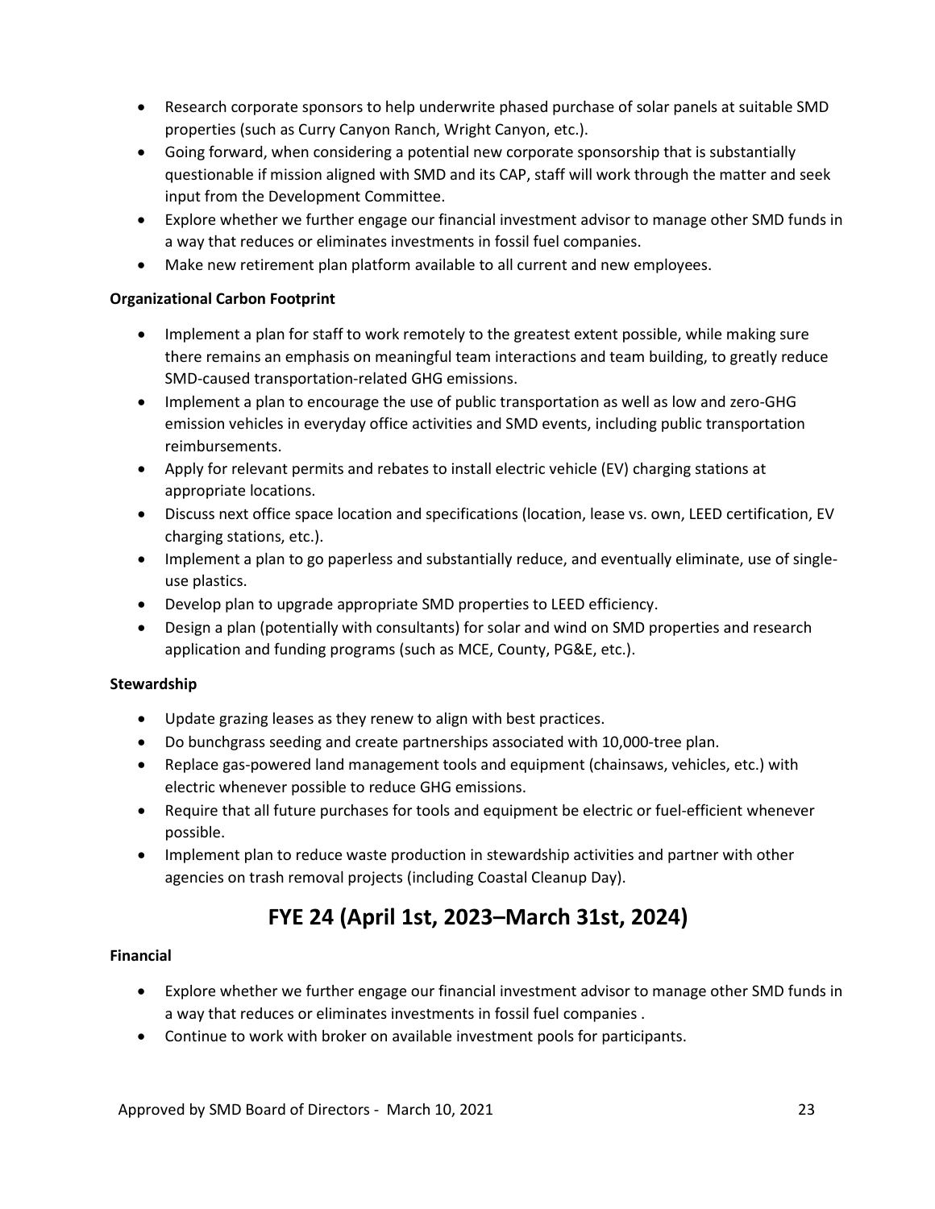- Research corporate sponsors to help underwrite phased purchase of solar panels at suitable SMD properties (such as Curry Canyon Ranch, Wright Canyon, etc.).
- Going forward, when considering a potential new corporate sponsorship that is substantially questionable if mission aligned with SMD and its CAP, staff will work through the matter and seek input from the Development Committee.
- Explore whether we further engage our financial investment advisor to manage other SMD funds in a way that reduces or eliminates investments in fossil fuel companies.
- Make new retirement plan platform available to all current and new employees.

**Organizational Carbon Footprint**

- Implement a plan for staff to work remotely to the greatest extent possible, while making sure there remains an emphasis on meaningful team interactions and team building, to greatly reduce SMD-caused transportation-related GHG emissions.
- Implement a plan to encourage the use of public transportation as well as low and zero-GHG emission vehicles in everyday office activities and SMD events, including public transportation reimbursements.
- Apply for relevant permits and rebates to install electric vehicle (EV) charging stations at appropriate locations.
- Discuss next office space location and specifications (location, lease vs. own, LEED certification, EV charging stations, etc.).
- Implement a plan to go paperless and substantially reduce, and eventually eliminate, use of single-use plastics.
- Develop plan to upgrade appropriate SMD properties to LEED efficiency.
- Design a plan (potentially with consultants) for solar and wind on SMD properties and research application and funding programs (such as MCE, County, PG&E, etc.).

**Stewardship**

- Update grazing leases as they renew to align with best practices.
- Do bunchgrass seeding and create partnerships associated with 10,000-tree plan.
- Replace gas-powered land management tools and equipment (chainsaws, vehicles, etc.) with electric whenever possible to reduce GHG emissions.
- Require that all future purchases for tools and equipment be electric or fuel-efficient whenever possible.
- Implement plan to reduce waste production in stewardship activities and partner with other agencies on trash removal projects (including Coastal Cleanup Day).

## FYE 24 (April 1st, 2023–March 31st, 2024)

**Financial**

- Explore whether we further engage our financial investment advisor to manage other SMD funds in a way that reduces or eliminates investments in fossil fuel companies .
- Continue to work with broker on available investment pools for participants.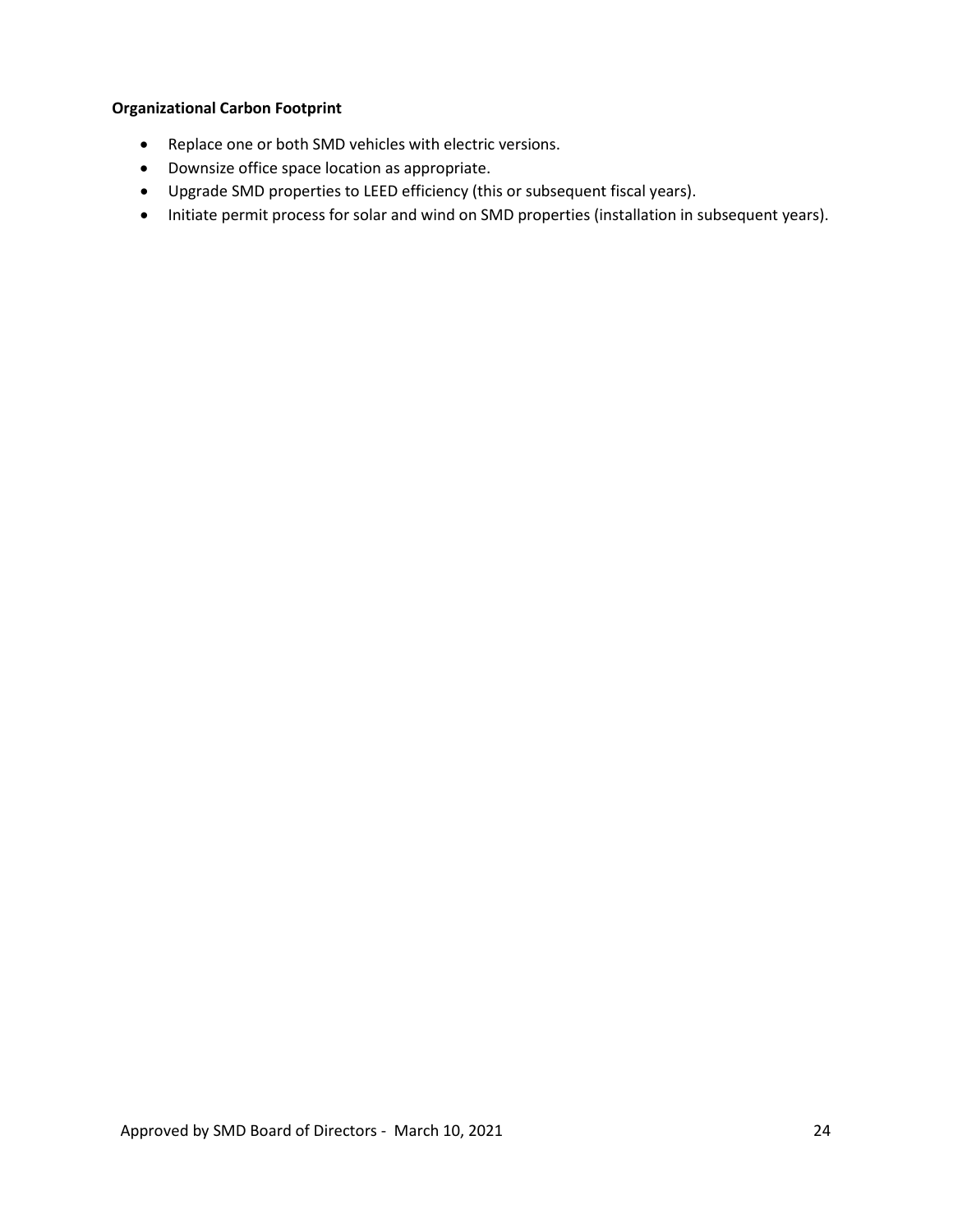**Organizational Carbon Footprint**

- Replace one or both SMD vehicles with electric versions.
- Downsize office space location as appropriate.
- Upgrade SMD properties to LEED efficiency (this or subsequent fiscal years).
- Initiate permit process for solar and wind on SMD properties (installation in subsequent years).